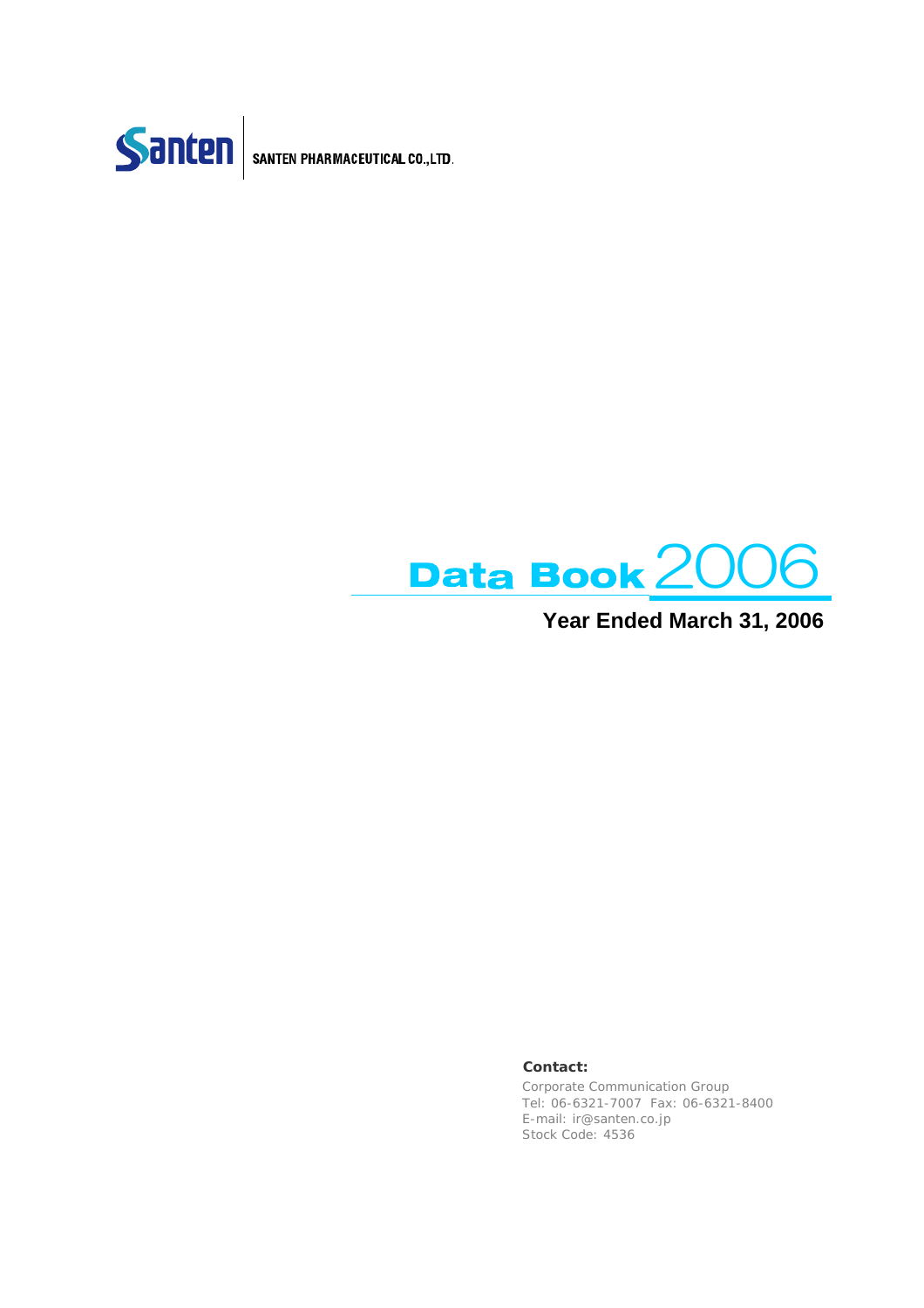Santen

SANTEN PHARMACEUTICAL CO.,LTD.

# Data Book 2006

**Year Ended March 31, 2006**

**Contact:**

Corporate Communication Group
Tel: 06-6321-7007 Fax: 06-6321-8400
E-mail: ir@santen.co.jp
Stock Code: 4536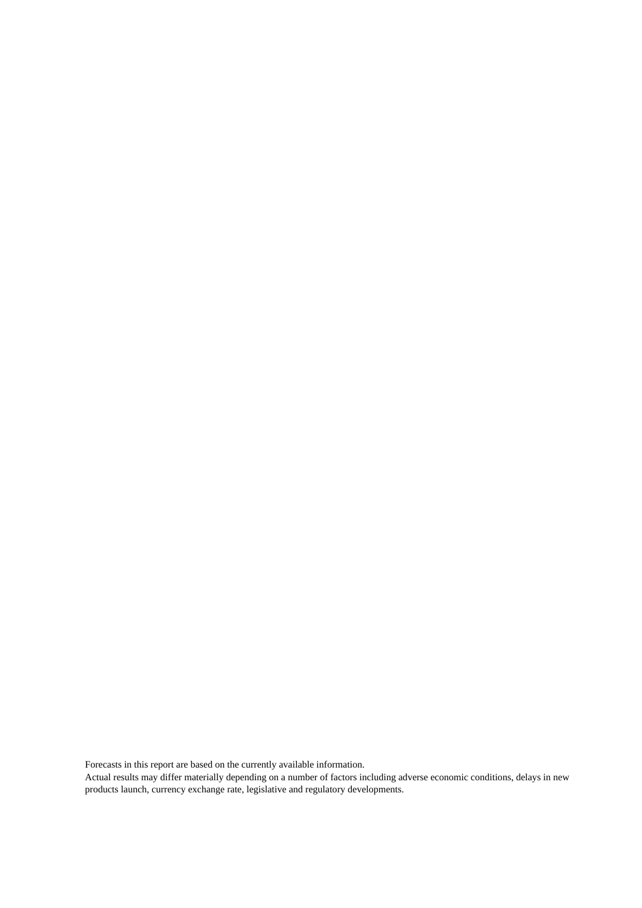Forecasts in this report are based on the currently available information.
Actual results may differ materially depending on a number of factors including adverse economic conditions, delays in new products launch, currency exchange rate, legislative and regulatory developments.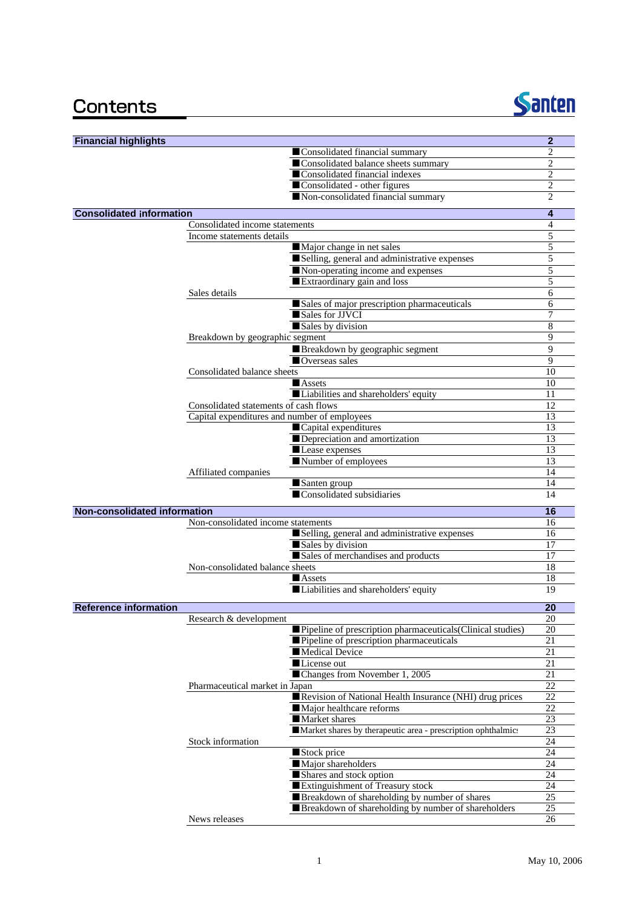# Contents

Santen

| | | | |
|---|---|---|---|
| **Financial highlights** | | | **2** |
| | | ■Consolidated financial summary | 2 |
| | | ■Consolidated balance sheets summary | 2 |
| | | ■Consolidated financial indexes | 2 |
| | | ■Consolidated - other figures | 2 |
| | | ■Non-consolidated financial summary | 2 |
| **Consolidated information** | | | **4** |
| | Consolidated income statements | | 4 |
| | Income statements details | | 5 |
| | | ■Major change in net sales | 5 |
| | | ■Selling, general and administrative expenses | 5 |
| | | ■Non-operating income and expenses | 5 |
| | | ■Extraordinary gain and loss | 5 |
| | Sales details | | 6 |
| | | ■Sales of major prescription pharmaceuticals | 6 |
| | | ■Sales for JJVCI | 7 |
| | | ■Sales by division | 8 |
| | Breakdown by geographic segment | | 9 |
| | | ■Breakdown by geographic segment | 9 |
| | | ■Overseas sales | 9 |
| | Consolidated balance sheets | | 10 |
| | | ■Assets | 10 |
| | | ■Liabilities and shareholders' equity | 11 |
| | Consolidated statements of cash flows | | 12 |
| | Capital expenditures and number of employees | | 13 |
| | | ■Capital expenditures | 13 |
| | | ■Depreciation and amortization | 13 |
| | | ■Lease expenses | 13 |
| | | ■Number of employees | 13 |
| | Affiliated companies | | 14 |
| | | ■Santen group | 14 |
| | | ■Consolidated subsidiaries | 14 |
| **Non-consolidated information** | | | **16** |
| | Non-consolidated income statements | | 16 |
| | | ■Selling, general and administrative expenses | 16 |
| | | ■Sales by division | 17 |
| | | ■Sales of merchandises and products | 17 |
| | Non-consolidated balance sheets | | 18 |
| | | ■Assets | 18 |
| | | ■Liabilities and shareholders' equity | 19 |
| **Reference information** | | | **20** |
| | Research & development | | 20 |
| | | ■Pipeline of prescription pharmaceuticals(Clinical studies) | 20 |
| | | ■Pipeline of prescription pharmaceuticals | 21 |
| | | ■Medical Device | 21 |
| | | ■License out | 21 |
| | | ■Changes from November 1, 2005 | 21 |
| | Pharmaceutical market in Japan | | 22 |
| | | ■Revision of National Health Insurance (NHI) drug prices | 22 |
| | | ■Major healthcare reforms | 22 |
| | | ■Market shares | 23 |
| | | ■Market shares by therapeutic area - prescription ophthalmics | 23 |
| | Stock information | | 24 |
| | | ■Stock price | 24 |
| | | ■Major shareholders | 24 |
| | | ■Shares and stock option | 24 |
| | | ■Extinguishment of Treasury stock | 24 |
| | | ■Breakdown of shareholding by number of shares | 25 |
| | | ■Breakdown of shareholding by number of shareholders | 25 |
| | News releases | | 26 |

May 10, 2006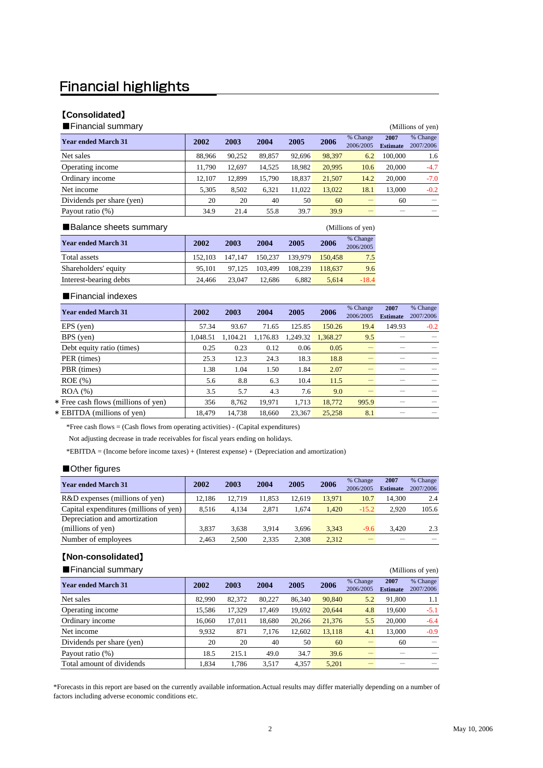# Financial highlights

## 【Consolidated】

### ■Financial summary

(Millions of yen)

| Year ended March 31 | 2002 | 2003 | 2004 | 2005 | 2006 | % Change 2006/2005 | 2007 Estimate | % Change 2007/2006 |
|---|---|---|---|---|---|---|---|---|
| Net sales | 88,966 | 90,252 | 89,857 | 92,696 | 98,397 | 6.2 | 100,000 | 1.6 |
| Operating income | 11,790 | 12,697 | 14,525 | 18,982 | 20,995 | 10.6 | 20,000 | -4.7 |
| Ordinary income | 12,107 | 12,899 | 15,790 | 18,837 | 21,507 | 14.2 | 20,000 | -7.0 |
| Net income | 5,305 | 8,502 | 6,321 | 11,022 | 13,022 | 18.1 | 13,000 | -0.2 |
| Dividends per share (yen) | 20 | 20 | 40 | 50 | 60 | — | 60 | — |
| Payout ratio (%) | 34.9 | 21.4 | 55.8 | 39.7 | 39.9 | — | — | — |

### ■Balance sheets summary

(Millions of yen)

| Year ended March 31 | 2002 | 2003 | 2004 | 2005 | 2006 | % Change 2006/2005 |
|---|---|---|---|---|---|---|
| Total assets | 152,103 | 147,147 | 150,237 | 139,979 | 150,458 | 7.5 |
| Shareholders' equity | 95,101 | 97,125 | 103,499 | 108,239 | 118,637 | 9.6 |
| Interest-bearing debts | 24,466 | 23,047 | 12,686 | 6,882 | 5,614 | -18.4 |

### ■Financial indexes

| Year ended March 31 | 2002 | 2003 | 2004 | 2005 | 2006 | % Change 2006/2005 | 2007 Estimate | % Change 2007/2006 |
|---|---|---|---|---|---|---|---|---|
| EPS (yen) | 57.34 | 93.67 | 71.65 | 125.85 | 150.26 | 19.4 | 149.93 | -0.2 |
| BPS (yen) | 1,048.51 | 1,104.21 | 1,176.83 | 1,249.32 | 1,368.27 | 9.5 | — | — |
| Debt equity ratio (times) | 0.25 | 0.23 | 0.12 | 0.06 | 0.05 | — | — | — |
| PER (times) | 25.3 | 12.3 | 24.3 | 18.3 | 18.8 | — | — | — |
| PBR (times) | 1.38 | 1.04 | 1.50 | 1.84 | 2.07 | — | — | — |
| ROE (%) | 5.6 | 8.8 | 6.3 | 10.4 | 11.5 | — | — | — |
| ROA (%) | 3.5 | 5.7 | 4.3 | 7.6 | 9.0 | — | — | — |
| * Free cash flows (millions of yen) | 356 | 8,762 | 19,971 | 1,713 | 18,772 | 995.9 | — | — |
| * EBITDA (millions of yen) | 18,479 | 14,738 | 18,660 | 23,367 | 25,258 | 8.1 | — | — |

*Free cash flows = (Cash flows from operating activities) - (Capital expenditures)

Not adjusting decrease in trade receivables for fiscal years ending on holidays.

*EBITDA = (Income before income taxes) + (Interest expense) + (Depreciation and amortization)

### ■Other figures

| Year ended March 31 | 2002 | 2003 | 2004 | 2005 | 2006 | % Change 2006/2005 | 2007 Estimate | % Change 2007/2006 |
|---|---|---|---|---|---|---|---|---|
| R&D expenses (millions of yen) | 12,186 | 12,719 | 11,853 | 12,619 | 13,971 | 10.7 | 14,300 | 2.4 |
| Capital expenditures (millions of yen) | 8,516 | 4,134 | 2,871 | 1,674 | 1,420 | -15.2 | 2,920 | 105.6 |
| Depreciation and amortization (millions of yen) | 3,837 | 3,638 | 3,914 | 3,696 | 3,343 | -9.6 | 3,420 | 2.3 |
| Number of employees | 2,463 | 2,500 | 2,335 | 2,308 | 2,312 | — | — | — |

## 【Non-consolidated】

### ■Financial summary

(Millions of yen)

| Year ended March 31 | 2002 | 2003 | 2004 | 2005 | 2006 | % Change 2006/2005 | 2007 Estimate | % Change 2007/2006 |
|---|---|---|---|---|---|---|---|---|
| Net sales | 82,990 | 82,372 | 80,227 | 86,340 | 90,840 | 5.2 | 91,800 | 1.1 |
| Operating income | 15,586 | 17,329 | 17,469 | 19,692 | 20,644 | 4.8 | 19,600 | -5.1 |
| Ordinary income | 16,060 | 17,011 | 18,680 | 20,266 | 21,376 | 5.5 | 20,000 | -6.4 |
| Net income | 9,932 | 871 | 7,176 | 12,602 | 13,118 | 4.1 | 13,000 | -0.9 |
| Dividends per share (yen) | 20 | 20 | 40 | 50 | 60 | — | 60 | — |
| Payout ratio (%) | 18.5 | 215.1 | 49.0 | 34.7 | 39.6 | — | — | — |
| Total amount of dividends | 1,834 | 1,786 | 3,517 | 4,357 | 5,201 | — | — | — |

*Forecasts in this report are based on the currently available information.Actual results may differ materially depending on a number of factors including adverse economic conditions etc.

May 10, 2006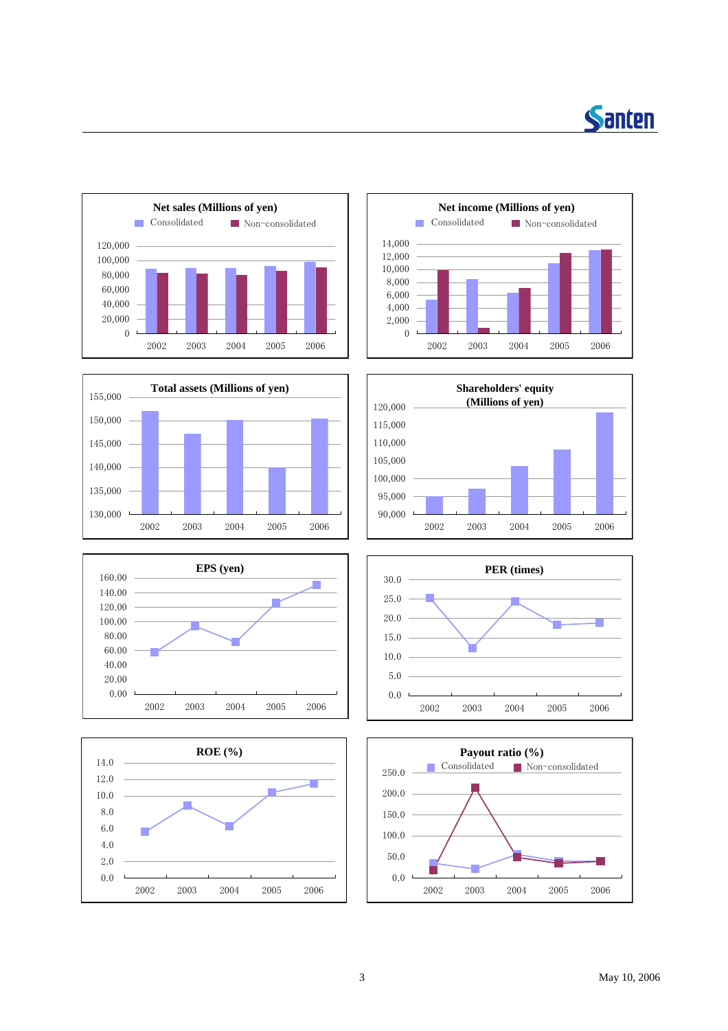Net sales (Millions of yen)

Consolidated Non-consolidated

120,000
100,000
80,000
60,000
40,000
20,000
0

2002 2003 2004 2005 2006

Net income (Millions of yen)

Consolidated Non-consolidated

14,000
12,000
10,000
8,000
6,000
4,000
2,000
0

2002 2003 2004 2005 2006

Total assets (Millions of yen)

155,000
150,000
145,000
140,000
135,000
130,000

2002 2003 2004 2005 2006

Shareholders' equity (Millions of yen)

120,000
115,000
110,000
105,000
100,000
95,000
90,000

2002 2003 2004 2005 2006

EPS (yen)

160.00
140.00
120.00
100.00
80.00
60.00
40.00
20.00
0.00

2002 2003 2004 2005 2006

PER (times)

30.0
25.0
20.0
15.0
10.0
5.0
0.0

2002 2003 2004 2005 2006

ROE (%)

14.0
12.0
10.0
8.0
6.0
4.0
2.0
0.0

2002 2003 2004 2005 2006

Payout ratio (%)

Consolidated Non-consolidated

250.0
200.0
150.0
100.0
50.0
0.0

2002 2003 2004 2005 2006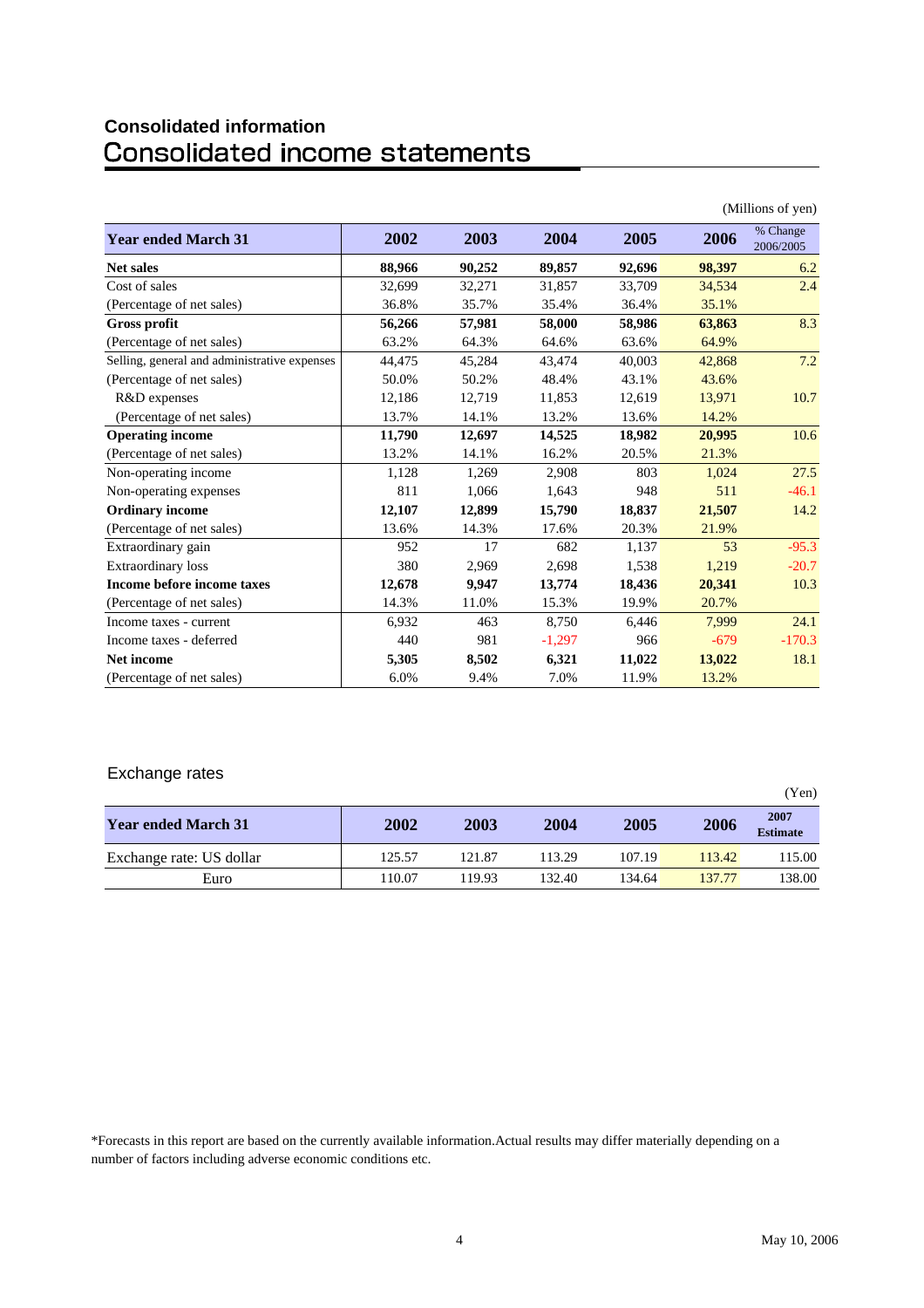## Consolidated information

# Consolidated income statements

(Millions of yen)

| Year ended March 31 | 2002 | 2003 | 2004 | 2005 | 2006 | % Change 2006/2005 |
|---|---|---|---|---|---|---|
| **Net sales** | **88,966** | **90,252** | **89,857** | **92,696** | **98,397** | 6.2 |
| Cost of sales | 32,699 | 32,271 | 31,857 | 33,709 | 34,534 | 2.4 |
| (Percentage of net sales) | 36.8% | 35.7% | 35.4% | 36.4% | 35.1% | |
| **Gross profit** | **56,266** | **57,981** | **58,000** | **58,986** | **63,863** | 8.3 |
| (Percentage of net sales) | 63.2% | 64.3% | 64.6% | 63.6% | 64.9% | |
| Selling, general and administrative expenses | 44,475 | 45,284 | 43,474 | 40,003 | 42,868 | 7.2 |
| (Percentage of net sales) | 50.0% | 50.2% | 48.4% | 43.1% | 43.6% | |
| R&D expenses | 12,186 | 12,719 | 11,853 | 12,619 | 13,971 | 10.7 |
| (Percentage of net sales) | 13.7% | 14.1% | 13.2% | 13.6% | 14.2% | |
| **Operating income** | **11,790** | **12,697** | **14,525** | **18,982** | **20,995** | 10.6 |
| (Percentage of net sales) | 13.2% | 14.1% | 16.2% | 20.5% | 21.3% | |
| Non-operating income | 1,128 | 1,269 | 2,908 | 803 | 1,024 | 27.5 |
| Non-operating expenses | 811 | 1,066 | 1,643 | 948 | 511 | -46.1 |
| **Ordinary income** | **12,107** | **12,899** | **15,790** | **18,837** | **21,507** | 14.2 |
| (Percentage of net sales) | 13.6% | 14.3% | 17.6% | 20.3% | 21.9% | |
| Extraordinary gain | 952 | 17 | 682 | 1,137 | 53 | -95.3 |
| Extraordinary loss | 380 | 2,969 | 2,698 | 1,538 | 1,219 | -20.7 |
| **Income before income taxes** | **12,678** | **9,947** | **13,774** | **18,436** | **20,341** | 10.3 |
| (Percentage of net sales) | 14.3% | 11.0% | 15.3% | 19.9% | 20.7% | |
| Income taxes - current | 6,932 | 463 | 8,750 | 6,446 | 7,999 | 24.1 |
| Income taxes - deferred | 440 | 981 | -1,297 | 966 | -679 | -170.3 |
| **Net income** | **5,305** | **8,502** | **6,321** | **11,022** | **13,022** | 18.1 |
| (Percentage of net sales) | 6.0% | 9.4% | 7.0% | 11.9% | 13.2% | |

## Exchange rates

(Yen)

| Year ended March 31 | 2002 | 2003 | 2004 | 2005 | 2006 | 2007 Estimate |
|---|---|---|---|---|---|---|
| Exchange rate: US dollar | 125.57 | 121.87 | 113.29 | 107.19 | 113.42 | 115.00 |
| Euro | 110.07 | 119.93 | 132.40 | 134.64 | 137.77 | 138.00 |

*Forecasts in this report are based on the currently available information.Actual results may differ materially depending on a number of factors including adverse economic conditions etc.

May 10, 2006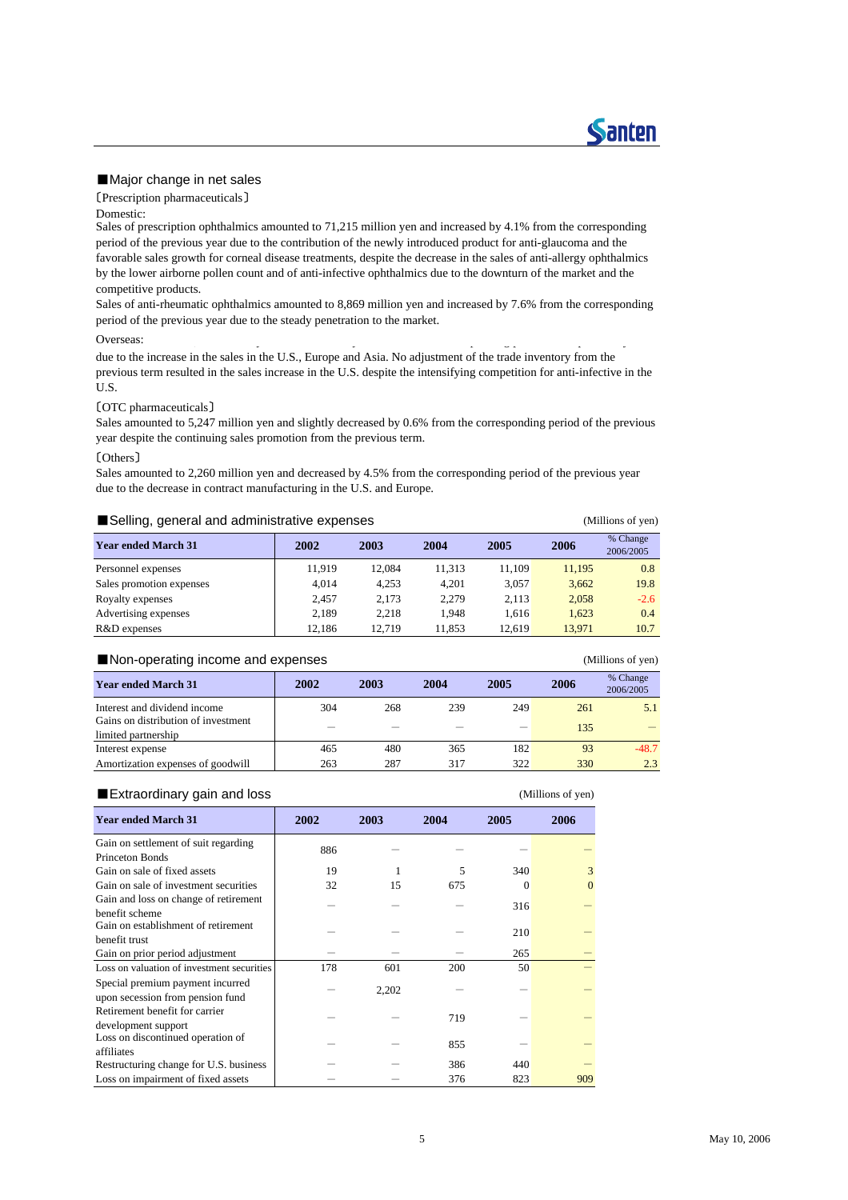## ■Major change in net sales

〔Prescription pharmaceuticals〕

Domestic:

Sales of prescription ophthalmics amounted to 71,215 million yen and increased by 4.1% from the corresponding period of the previous year due to the contribution of the newly introduced product for anti-glaucoma and the favorable sales growth for corneal disease treatments, despite the decrease in the sales of anti-allergy ophthalmics by the lower airborne pollen count and of anti-infective ophthalmics due to the downturn of the market and the competitive products.

Sales of anti-rheumatic ophthalmics amounted to 8,869 million yen and increased by 7.6% from the corresponding period of the previous year due to the steady penetration to the market.

Overseas:

due to the increase in the sales in the U.S., Europe and Asia. No adjustment of the trade inventory from the previous term resulted in the sales increase in the U.S. despite the intensifying competition for anti-infective in the U.S.

〔OTC pharmaceuticals〕

Sales amounted to 5,247 million yen and slightly decreased by 0.6% from the corresponding period of the previous year despite the continuing sales promotion from the previous term.

〔Others〕

Sales amounted to 2,260 million yen and decreased by 4.5% from the corresponding period of the previous year due to the decrease in contract manufacturing in the U.S. and Europe.

## ■Selling, general and administrative expenses

(Millions of yen)

| Year ended March 31 | 2002 | 2003 | 2004 | 2005 | 2006 | % Change 2006/2005 |
|---|---|---|---|---|---|---|
| Personnel expenses | 11,919 | 12,084 | 11,313 | 11,109 | 11,195 | 0.8 |
| Sales promotion expenses | 4,014 | 4,253 | 4,201 | 3,057 | 3,662 | 19.8 |
| Royalty expenses | 2,457 | 2,173 | 2,279 | 2,113 | 2,058 | -2.6 |
| Advertising expenses | 2,189 | 2,218 | 1,948 | 1,616 | 1,623 | 0.4 |
| R&D expenses | 12,186 | 12,719 | 11,853 | 12,619 | 13,971 | 10.7 |

## ■Non-operating income and expenses

(Millions of yen)

| Year ended March 31 | 2002 | 2003 | 2004 | 2005 | 2006 | % Change 2006/2005 |
|---|---|---|---|---|---|---|
| Interest and dividend income | 304 | 268 | 239 | 249 | 261 | 5.1 |
| Gains on distribution of investment limited partnership | – | – | – | – | 135 | – |
| Interest expense | 465 | 480 | 365 | 182 | 93 | -48.7 |
| Amortization expenses of goodwill | 263 | 287 | 317 | 322 | 330 | 2.3 |

## ■Extraordinary gain and loss

(Millions of yen)

| Year ended March 31 | 2002 | 2003 | 2004 | 2005 | 2006 |
|---|---|---|---|---|---|
| Gain on settlement of suit regarding Princeton Bonds | 886 | – | – | – | – |
| Gain on sale of fixed assets | 19 | 1 | 5 | 340 | 3 |
| Gain on sale of investment securities | 32 | 15 | 675 | 0 | 0 |
| Gain and loss on change of retirement benefit scheme | – | – | – | 316 | – |
| Gain on establishment of retirement benefit trust | – | – | – | 210 | – |
| Gain on prior period adjustment | – | – | – | 265 | – |
| Loss on valuation of investment securities | 178 | 601 | 200 | 50 | – |
| Special premium payment incurred upon secession from pension fund | – | 2,202 | – | – | – |
| Retirement benefit for carrier development support | – | – | 719 | – | – |
| Loss on discontinued operation of affiliates | – | – | 855 | – | – |
| Restructuring change for U.S. business | – | – | 386 | 440 | – |
| Loss on impairment of fixed assets | – | – | 376 | 823 | 909 |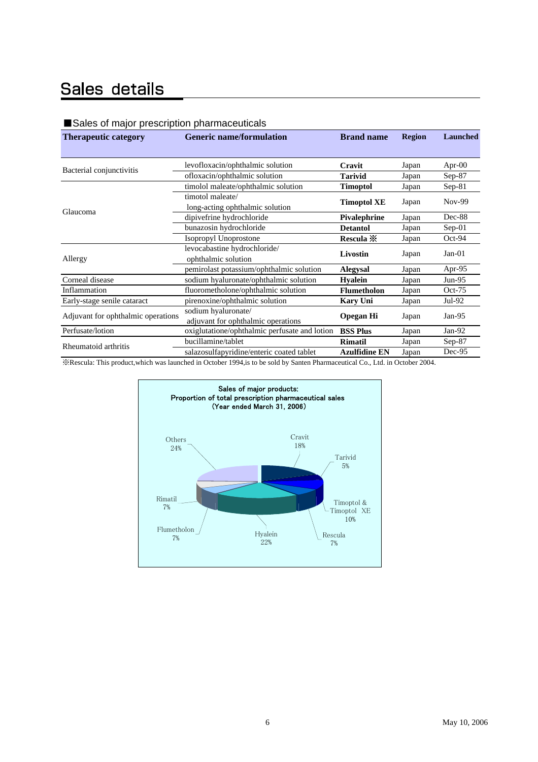# Sales details

## ■Sales of major prescription pharmaceuticals

| Therapeutic category | Generic name/formulation | Brand name | Region | Launched |
|---|---|---|---|---|
| Bacterial conjunctivitis | levofloxacin/ophthalmic solution | **Cravit** | Japan | Apr-00 |
| | ofloxacin/ophthalmic solution | **Tarivid** | Japan | Sep-87 |
| Glaucoma | timolol maleate/ophthalmic solution | **Timoptol** | Japan | Sep-81 |
| | timotol maleate/ long-acting ophthalmic solution | **Timoptol XE** | Japan | Nov-99 |
| | dipivefrine hydrochloride | **Pivalephrine** | Japan | Dec-88 |
| | bunazosin hydrochloride | **Detantol** | Japan | Sep-01 |
| | Isopropyl Unoprostone | **Rescula ※** | Japan | Oct-94 |
| Allergy | levocabastine hydrochloride/ ophthalmic solution | **Livostin** | Japan | Jan-01 |
| | pemirolast potassium/ophthalmic solution | **Alegysal** | Japan | Apr-95 |
| Corneal disease | sodium hyaluronate/ophthalmic solution | **Hyalein** | Japan | Jun-95 |
| Inflammation | fluorometholone/ophthalmic solution | **Flumetholon** | Japan | Oct-75 |
| Early-stage senile cataract | pirenoxine/ophthalmic solution | **Kary Uni** | Japan | Jul-92 |
| Adjuvant for ophthalmic operations | sodium hyaluronate/ adjuvant for ophthalmic operations | **Opegan Hi** | Japan | Jan-95 |
| Perfusate/lotion | oxiglutatione/ophthalmic perfusate and lotion | **BSS Plus** | Japan | Jan-92 |
| Rheumatoid arthritis | bucillamine/tablet | **Rimatil** | Japan | Sep-87 |
| | salazosulfapyridine/enteric coated tablet | **Azulfidine EN** | Japan | Dec-95 |

※Rescula: This product,which was launched in October 1994,is to be sold by Santen Pharmaceutical Co., Ltd. in October 2004.

Sales of major products:
Proportion of total prescription pharmaceutical sales
(Year ended March 31, 2006)

Cravit 18%
Tarivid 5%
Timoptol & Timoptol XE 10%
Rescula 7%
Hyalein 22%
Flumetholon 7%
Rimatil 7%
Others 24%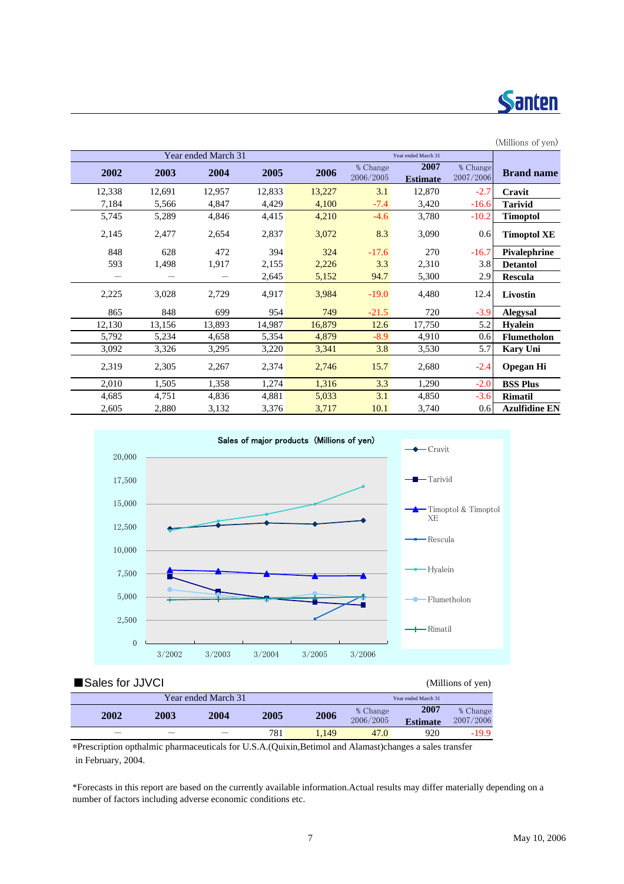(Millions of yen)

| Year ended March 31 | | | | | | Year ended March 31 | | |
|---|---|---|---|---|---|---|---|---|
| **2002** | **2003** | **2004** | **2005** | **2006** | % Change 2006/2005 | **2007 Estimate** | % Change 2007/2006 | **Brand name** |
| 12,338 | 12,691 | 12,957 | 12,833 | 13,227 | 3.1 | 12,870 | -2.7 | **Cravit** |
| 7,184 | 5,566 | 4,847 | 4,429 | 4,100 | -7.4 | 3,420 | -16.6 | **Tarivid** |
| 5,745 | 5,289 | 4,846 | 4,415 | 4,210 | -4.6 | 3,780 | -10.2 | **Timoptol** |
| 2,145 | 2,477 | 2,654 | 2,837 | 3,072 | 8.3 | 3,090 | 0.6 | **Timoptol XE** |
| 848 | 628 | 472 | 394 | 324 | -17.6 | 270 | -16.7 | **Pivalephrine** |
| 593 | 1,498 | 1,917 | 2,155 | 2,226 | 3.3 | 2,310 | 3.8 | **Detantol** |
| — | — | — | 2,645 | 5,152 | 94.7 | 5,300 | 2.9 | **Rescula** |
| 2,225 | 3,028 | 2,729 | 4,917 | 3,984 | -19.0 | 4,480 | 12.4 | **Livostin** |
| 865 | 848 | 699 | 954 | 749 | -21.5 | 720 | -3.9 | **Alegysal** |
| 12,130 | 13,156 | 13,893 | 14,987 | 16,879 | 12.6 | 17,750 | 5.2 | **Hyalein** |
| 5,792 | 5,234 | 4,658 | 5,354 | 4,879 | -8.9 | 4,910 | 0.6 | **Flumetholon** |
| 3,092 | 3,326 | 3,295 | 3,220 | 3,341 | 3.8 | 3,530 | 5.7 | **Kary Uni** |
| 2,319 | 2,305 | 2,267 | 2,374 | 2,746 | 15.7 | 2,680 | -2.4 | **Opegan Hi** |
| 2,010 | 1,505 | 1,358 | 1,274 | 1,316 | 3.3 | 1,290 | -2.0 | **BSS Plus** |
| 4,685 | 4,751 | 4,836 | 4,881 | 5,033 | 3.1 | 4,850 | -3.6 | **Rimatil** |
| 2,605 | 2,880 | 3,132 | 3,376 | 3,717 | 10.1 | 3,740 | 0.6 | **Azulfidine EN** |

Sales of major products (Millions of yen)

■Sales for JJVCI

(Millions of yen)

| Year ended March 31 | | | | | | Year ended March 31 | |
|---|---|---|---|---|---|---|---|
| **2002** | **2003** | **2004** | **2005** | **2006** | % Change 2006/2005 | **2007 Estimate** | % Change 2007/2006 |
| — | — | — | 781 | 1,149 | 47.0 | 920 | -19.9 |

*Prescription opthalmic pharmaceuticals for U.S.A.(Quixin,Betimol and Alamast)changes a sales transfer in February, 2004.

*Forecasts in this report are based on the currently available information.Actual results may differ materially depending on a number of factors including adverse economic conditions etc.

May 10, 2006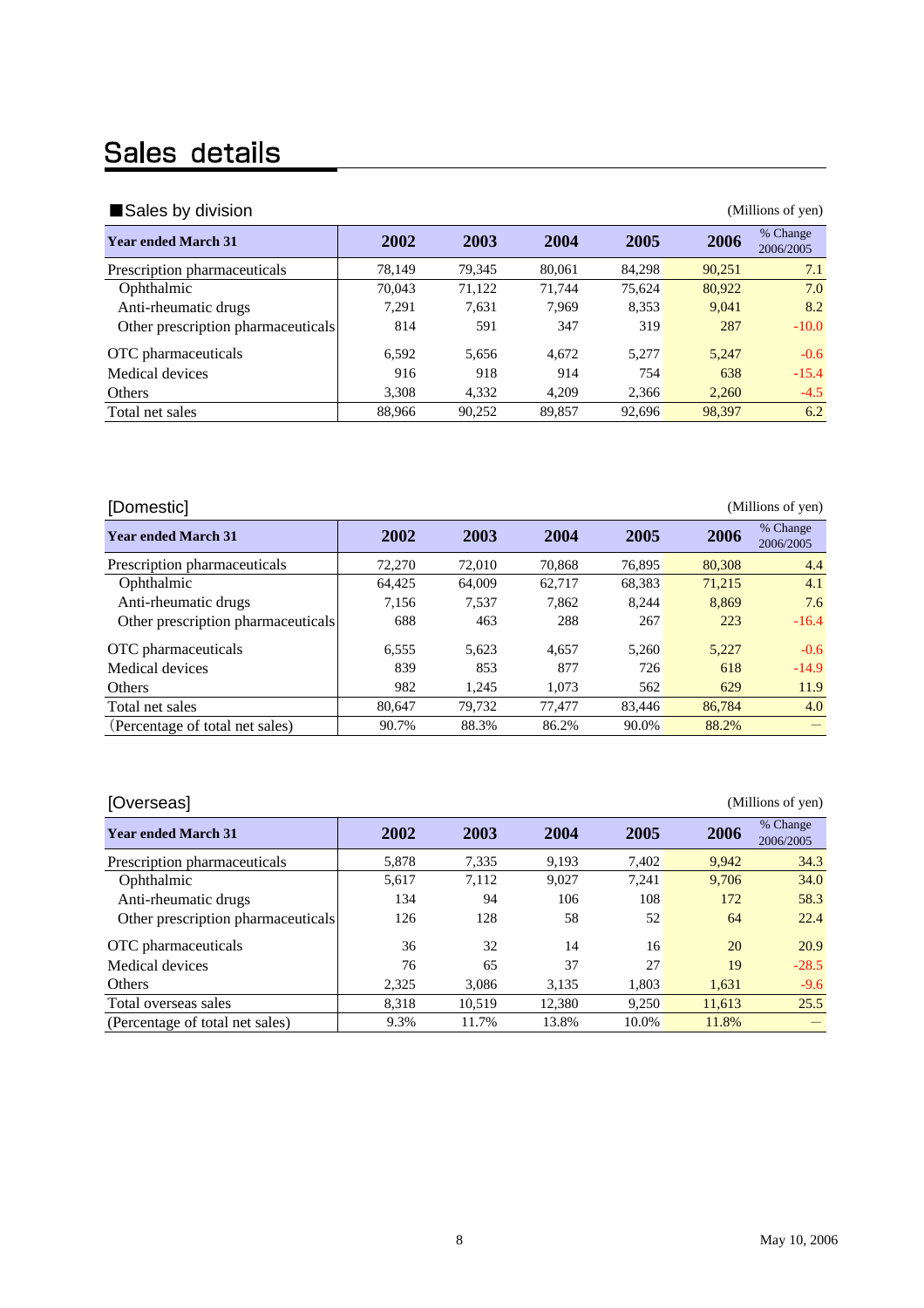# Sales details

## ■Sales by division

(Millions of yen)

| Year ended March 31 | 2002 | 2003 | 2004 | 2005 | 2006 | % Change 2006/2005 |
|---|---|---|---|---|---|---|
| Prescription pharmaceuticals | 78,149 | 79,345 | 80,061 | 84,298 | 90,251 | 7.1 |
| Ophthalmic | 70,043 | 71,122 | 71,744 | 75,624 | 80,922 | 7.0 |
| Anti-rheumatic drugs | 7,291 | 7,631 | 7,969 | 8,353 | 9,041 | 8.2 |
| Other prescription pharmaceuticals | 814 | 591 | 347 | 319 | 287 | -10.0 |
| OTC pharmaceuticals | 6,592 | 5,656 | 4,672 | 5,277 | 5,247 | -0.6 |
| Medical devices | 916 | 918 | 914 | 754 | 638 | -15.4 |
| Others | 3,308 | 4,332 | 4,209 | 2,366 | 2,260 | -4.5 |
| Total net sales | 88,966 | 90,252 | 89,857 | 92,696 | 98,397 | 6.2 |

## [Domestic]

(Millions of yen)

| Year ended March 31 | 2002 | 2003 | 2004 | 2005 | 2006 | % Change 2006/2005 |
|---|---|---|---|---|---|---|
| Prescription pharmaceuticals | 72,270 | 72,010 | 70,868 | 76,895 | 80,308 | 4.4 |
| Ophthalmic | 64,425 | 64,009 | 62,717 | 68,383 | 71,215 | 4.1 |
| Anti-rheumatic drugs | 7,156 | 7,537 | 7,862 | 8,244 | 8,869 | 7.6 |
| Other prescription pharmaceuticals | 688 | 463 | 288 | 267 | 223 | -16.4 |
| OTC pharmaceuticals | 6,555 | 5,623 | 4,657 | 5,260 | 5,227 | -0.6 |
| Medical devices | 839 | 853 | 877 | 726 | 618 | -14.9 |
| Others | 982 | 1,245 | 1,073 | 562 | 629 | 11.9 |
| Total net sales | 80,647 | 79,732 | 77,477 | 83,446 | 86,784 | 4.0 |
| (Percentage of total net sales) | 90.7% | 88.3% | 86.2% | 90.0% | 88.2% | — |

## [Overseas]

(Millions of yen)

| Year ended March 31 | 2002 | 2003 | 2004 | 2005 | 2006 | % Change 2006/2005 |
|---|---|---|---|---|---|---|
| Prescription pharmaceuticals | 5,878 | 7,335 | 9,193 | 7,402 | 9,942 | 34.3 |
| Ophthalmic | 5,617 | 7,112 | 9,027 | 7,241 | 9,706 | 34.0 |
| Anti-rheumatic drugs | 134 | 94 | 106 | 108 | 172 | 58.3 |
| Other prescription pharmaceuticals | 126 | 128 | 58 | 52 | 64 | 22.4 |
| OTC pharmaceuticals | 36 | 32 | 14 | 16 | 20 | 20.9 |
| Medical devices | 76 | 65 | 37 | 27 | 19 | -28.5 |
| Others | 2,325 | 3,086 | 3,135 | 1,803 | 1,631 | -9.6 |
| Total overseas sales | 8,318 | 10,519 | 12,380 | 9,250 | 11,613 | 25.5 |
| (Percentage of total net sales) | 9.3% | 11.7% | 13.8% | 10.0% | 11.8% | — |

May 10, 2006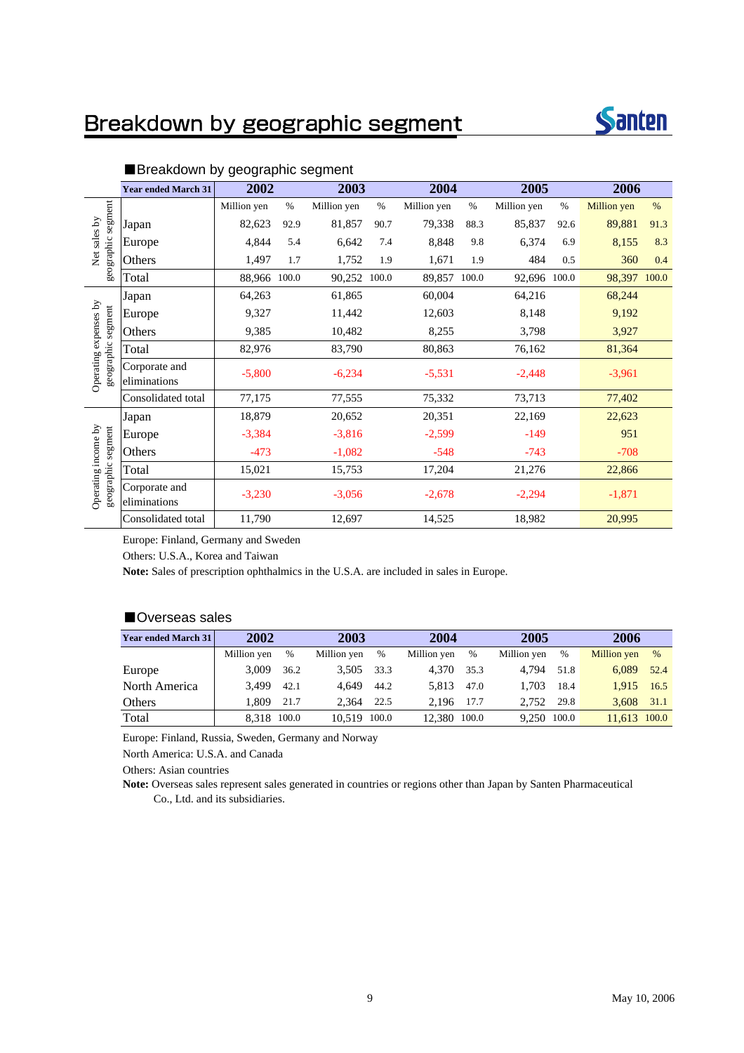# Breakdown by geographic segment

■Breakdown by geographic segment

| | Year ended March 31 | 2002 | | 2003 | | 2004 | | 2005 | | 2006 | |
|---|---|---|---|---|---|---|---|---|---|---|---|
| | | Million yen | % | Million yen | % | Million yen | % | Million yen | % | Million yen | % |
| Net sales by geographic segment | Japan | 82,623 | 92.9 | 81,857 | 90.7 | 79,338 | 88.3 | 85,837 | 92.6 | 89,881 | 91.3 |
| | Europe | 4,844 | 5.4 | 6,642 | 7.4 | 8,848 | 9.8 | 6,374 | 6.9 | 8,155 | 8.3 |
| | Others | 1,497 | 1.7 | 1,752 | 1.9 | 1,671 | 1.9 | 484 | 0.5 | 360 | 0.4 |
| | Total | 88,966 | 100.0 | 90,252 | 100.0 | 89,857 | 100.0 | 92,696 | 100.0 | 98,397 | 100.0 |
| Operating expenses by geographic segment | Japan | 64,263 | | 61,865 | | 60,004 | | 64,216 | | 68,244 | |
| | Europe | 9,327 | | 11,442 | | 12,603 | | 8,148 | | 9,192 | |
| | Others | 9,385 | | 10,482 | | 8,255 | | 3,798 | | 3,927 | |
| | Total | 82,976 | | 83,790 | | 80,863 | | 76,162 | | 81,364 | |
| | Corporate and eliminations | -5,800 | | -6,234 | | -5,531 | | -2,448 | | -3,961 | |
| | Consolidated total | 77,175 | | 77,555 | | 75,332 | | 73,713 | | 77,402 | |
| Operating income by geographic segment | Japan | 18,879 | | 20,652 | | 20,351 | | 22,169 | | 22,623 | |
| | Europe | -3,384 | | -3,816 | | -2,599 | | -149 | | 951 | |
| | Others | -473 | | -1,082 | | -548 | | -743 | | -708 | |
| | Total | 15,021 | | 15,753 | | 17,204 | | 21,276 | | 22,866 | |
| | Corporate and eliminations | -3,230 | | -3,056 | | -2,678 | | -2,294 | | -1,871 | |
| | Consolidated total | 11,790 | | 12,697 | | 14,525 | | 18,982 | | 20,995 | |

Europe: Finland, Germany and Sweden

Others: U.S.A., Korea and Taiwan

**Note:** Sales of prescription ophthalmics in the U.S.A. are included in sales in Europe.

■Overseas sales

| Year ended March 31 | 2002 | | 2003 | | 2004 | | 2005 | | 2006 | |
|---|---|---|---|---|---|---|---|---|---|---|
| | Million yen | % | Million yen | % | Million yen | % | Million yen | % | Million yen | % |
| Europe | 3,009 | 36.2 | 3,505 | 33.3 | 4,370 | 35.3 | 4,794 | 51.8 | 6,089 | 52.4 |
| North America | 3,499 | 42.1 | 4,649 | 44.2 | 5,813 | 47.0 | 1,703 | 18.4 | 1,915 | 16.5 |
| Others | 1,809 | 21.7 | 2,364 | 22.5 | 2,196 | 17.7 | 2,752 | 29.8 | 3,608 | 31.1 |
| Total | 8,318 | 100.0 | 10,519 | 100.0 | 12,380 | 100.0 | 9,250 | 100.0 | 11,613 | 100.0 |

Europe: Finland, Russia, Sweden, Germany and Norway

North America: U.S.A. and Canada

Others: Asian countries

**Note:** Overseas sales represent sales generated in countries or regions other than Japan by Santen Pharmaceutical Co., Ltd. and its subsidiaries.

May 10, 2006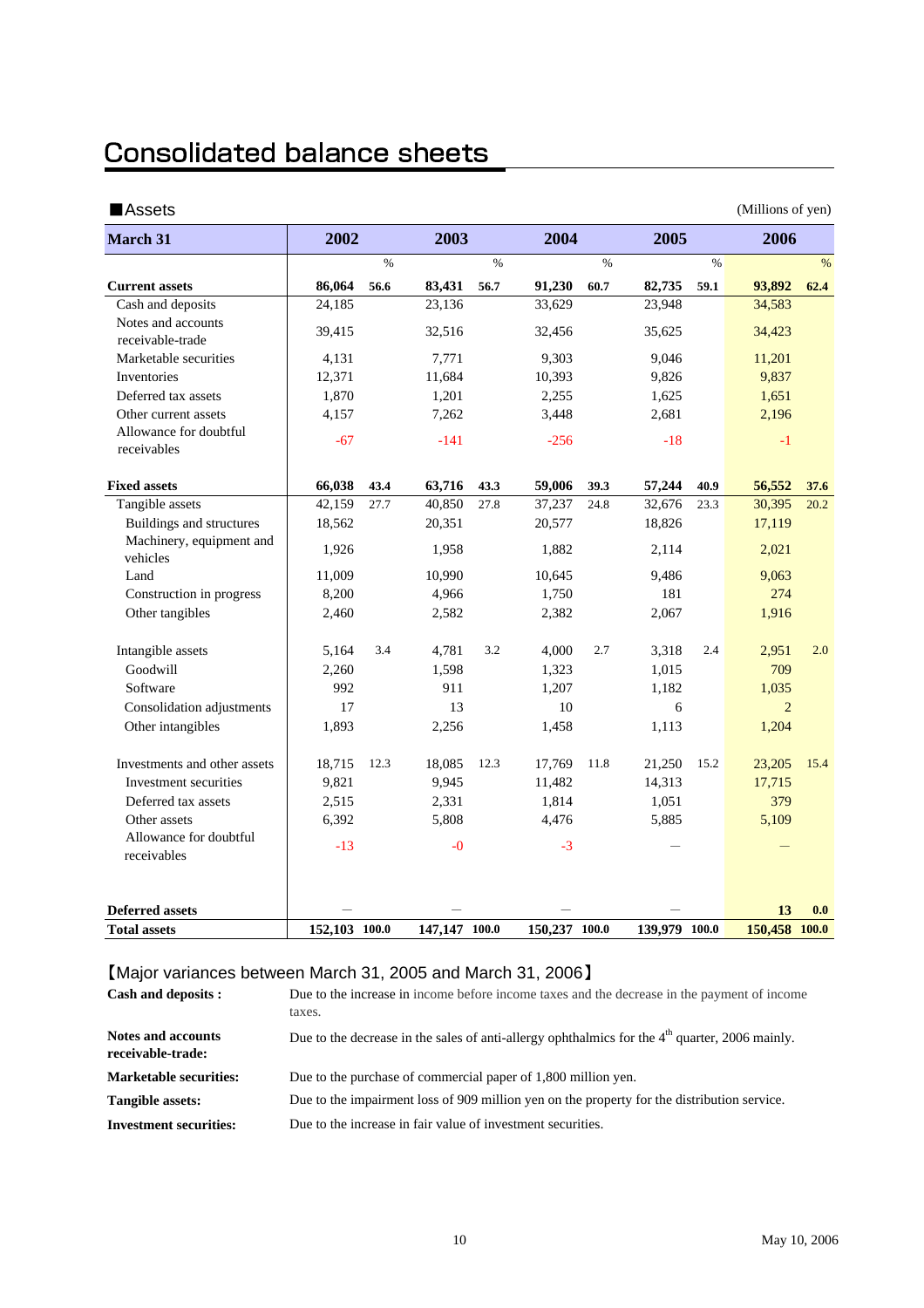# Consolidated balance sheets

## ■Assets

(Millions of yen)

| March 31 | 2002 | | 2003 | | 2004 | | 2005 | | 2006 | |
|---|---|---|---|---|---|---|---|---|---|---|
| | | % | | % | | % | | % | | % |
| **Current assets** | **86,064** | **56.6** | **83,431** | **56.7** | **91,230** | **60.7** | **82,735** | **59.1** | **93,892** | **62.4** |
| Cash and deposits | 24,185 | | 23,136 | | 33,629 | | 23,948 | | 34,583 | |
| Notes and accounts receivable-trade | 39,415 | | 32,516 | | 32,456 | | 35,625 | | 34,423 | |
| Marketable securities | 4,131 | | 7,771 | | 9,303 | | 9,046 | | 11,201 | |
| Inventories | 12,371 | | 11,684 | | 10,393 | | 9,826 | | 9,837 | |
| Deferred tax assets | 1,870 | | 1,201 | | 2,255 | | 1,625 | | 1,651 | |
| Other current assets | 4,157 | | 7,262 | | 3,448 | | 2,681 | | 2,196 | |
| Allowance for doubtful receivables | -67 | | -141 | | -256 | | -18 | | -1 | |
| **Fixed assets** | **66,038** | **43.4** | **63,716** | **43.3** | **59,006** | **39.3** | **57,244** | **40.9** | **56,552** | **37.6** |
| Tangible assets | 42,159 | 27.7 | 40,850 | 27.8 | 37,237 | 24.8 | 32,676 | 23.3 | 30,395 | 20.2 |
| Buildings and structures | 18,562 | | 20,351 | | 20,577 | | 18,826 | | 17,119 | |
| Machinery, equipment and vehicles | 1,926 | | 1,958 | | 1,882 | | 2,114 | | 2,021 | |
| Land | 11,009 | | 10,990 | | 10,645 | | 9,486 | | 9,063 | |
| Construction in progress | 8,200 | | 4,966 | | 1,750 | | 181 | | 274 | |
| Other tangibles | 2,460 | | 2,582 | | 2,382 | | 2,067 | | 1,916 | |
| Intangible assets | 5,164 | 3.4 | 4,781 | 3.2 | 4,000 | 2.7 | 3,318 | 2.4 | 2,951 | 2.0 |
| Goodwill | 2,260 | | 1,598 | | 1,323 | | 1,015 | | 709 | |
| Software | 992 | | 911 | | 1,207 | | 1,182 | | 1,035 | |
| Consolidation adjustments | 17 | | 13 | | 10 | | 6 | | 2 | |
| Other intangibles | 1,893 | | 2,256 | | 1,458 | | 1,113 | | 1,204 | |
| Investments and other assets | 18,715 | 12.3 | 18,085 | 12.3 | 17,769 | 11.8 | 21,250 | 15.2 | 23,205 | 15.4 |
| Investment securities | 9,821 | | 9,945 | | 11,482 | | 14,313 | | 17,715 | |
| Deferred tax assets | 2,515 | | 2,331 | | 1,814 | | 1,051 | | 379 | |
| Other assets | 6,392 | | 5,808 | | 4,476 | | 5,885 | | 5,109 | |
| Allowance for doubtful receivables | -13 | | -0 | | -3 | | — | | — | |
| **Deferred assets** | — | | — | | — | | — | | **13** | **0.0** |
| **Total assets** | **152,103** | **100.0** | **147,147** | **100.0** | **150,237** | **100.0** | **139,979** | **100.0** | **150,458** | **100.0** |

【Major variances between March 31, 2005 and March 31, 2006】

**Cash and deposits :** Due to the increase in income before income taxes and the decrease in the payment of income taxes.

**Notes and accounts receivable-trade:** Due to the decrease in the sales of anti-allergy ophthalmics for the 4th quarter, 2006 mainly.

**Marketable securities:** Due to the purchase of commercial paper of 1,800 million yen.

**Tangible assets:** Due to the impairment loss of 909 million yen on the property for the distribution service.

**Investment securities:** Due to the increase in fair value of investment securities.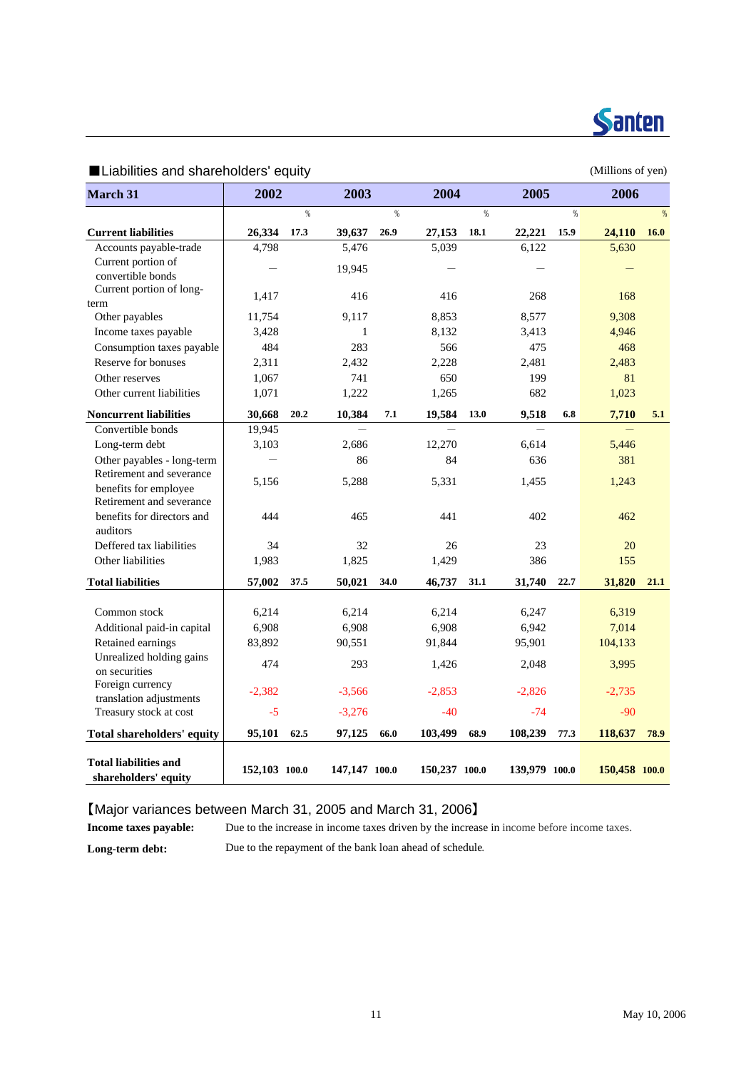## ■Liabilities and shareholders' equity

(Millions of yen)

| March 31 | 2002 | | 2003 | | 2004 | | 2005 | | 2006 | |
|---|---|---|---|---|---|---|---|---|---|---|
| | | % | | % | | % | | % | | % |
| **Current liabilities** | **26,334** | **17.3** | **39,637** | **26.9** | **27,153** | **18.1** | **22,221** | **15.9** | **24,110** | **16.0** |
| Accounts payable-trade | 4,798 | | 5,476 | | 5,039 | | 6,122 | | 5,630 | |
| Current portion of convertible bonds | — | | 19,945 | | — | | — | | — | |
| Current portion of long-term | 1,417 | | 416 | | 416 | | 268 | | 168 | |
| Other payables | 11,754 | | 9,117 | | 8,853 | | 8,577 | | 9,308 | |
| Income taxes payable | 3,428 | | 1 | | 8,132 | | 3,413 | | 4,946 | |
| Consumption taxes payable | 484 | | 283 | | 566 | | 475 | | 468 | |
| Reserve for bonuses | 2,311 | | 2,432 | | 2,228 | | 2,481 | | 2,483 | |
| Other reserves | 1,067 | | 741 | | 650 | | 199 | | 81 | |
| Other current liabilities | 1,071 | | 1,222 | | 1,265 | | 682 | | 1,023 | |
| **Noncurrent liabilities** | **30,668** | **20.2** | **10,384** | **7.1** | **19,584** | **13.0** | **9,518** | **6.8** | **7,710** | **5.1** |
| Convertible bonds | 19,945 | | — | | — | | — | | — | |
| Long-term debt | 3,103 | | 2,686 | | 12,270 | | 6,614 | | 5,446 | |
| Other payables - long-term | — | | 86 | | 84 | | 636 | | 381 | |
| Retirement and severance benefits for employee | 5,156 | | 5,288 | | 5,331 | | 1,455 | | 1,243 | |
| Retirement and severance benefits for directors and auditors | 444 | | 465 | | 441 | | 402 | | 462 | |
| Deffered tax liabilities | 34 | | 32 | | 26 | | 23 | | 20 | |
| Other liabilities | 1,983 | | 1,825 | | 1,429 | | 386 | | 155 | |
| **Total liabilities** | **57,002** | **37.5** | **50,021** | **34.0** | **46,737** | **31.1** | **31,740** | **22.7** | **31,820** | **21.1** |
| Common stock | 6,214 | | 6,214 | | 6,214 | | 6,247 | | 6,319 | |
| Additional paid-in capital | 6,908 | | 6,908 | | 6,908 | | 6,942 | | 7,014 | |
| Retained earnings | 83,892 | | 90,551 | | 91,844 | | 95,901 | | 104,133 | |
| Unrealized holding gains on securities | 474 | | 293 | | 1,426 | | 2,048 | | 3,995 | |
| Foreign currency translation adjustments | -2,382 | | -3,566 | | -2,853 | | -2,826 | | -2,735 | |
| Treasury stock at cost | -5 | | -3,276 | | -40 | | -74 | | -90 | |
| **Total shareholders' equity** | **95,101** | **62.5** | **97,125** | **66.0** | **103,499** | **68.9** | **108,239** | **77.3** | **118,637** | **78.9** |
| **Total liabilities and shareholders' equity** | **152,103** | **100.0** | **147,147** | **100.0** | **150,237** | **100.0** | **139,979** | **100.0** | **150,458** | **100.0** |

## 【Major variances between March 31, 2005 and March 31, 2006】

**Income taxes payable:** Due to the increase in income taxes driven by the increase in income before income taxes.

**Long-term debt:** Due to the repayment of the bank loan ahead of schedule.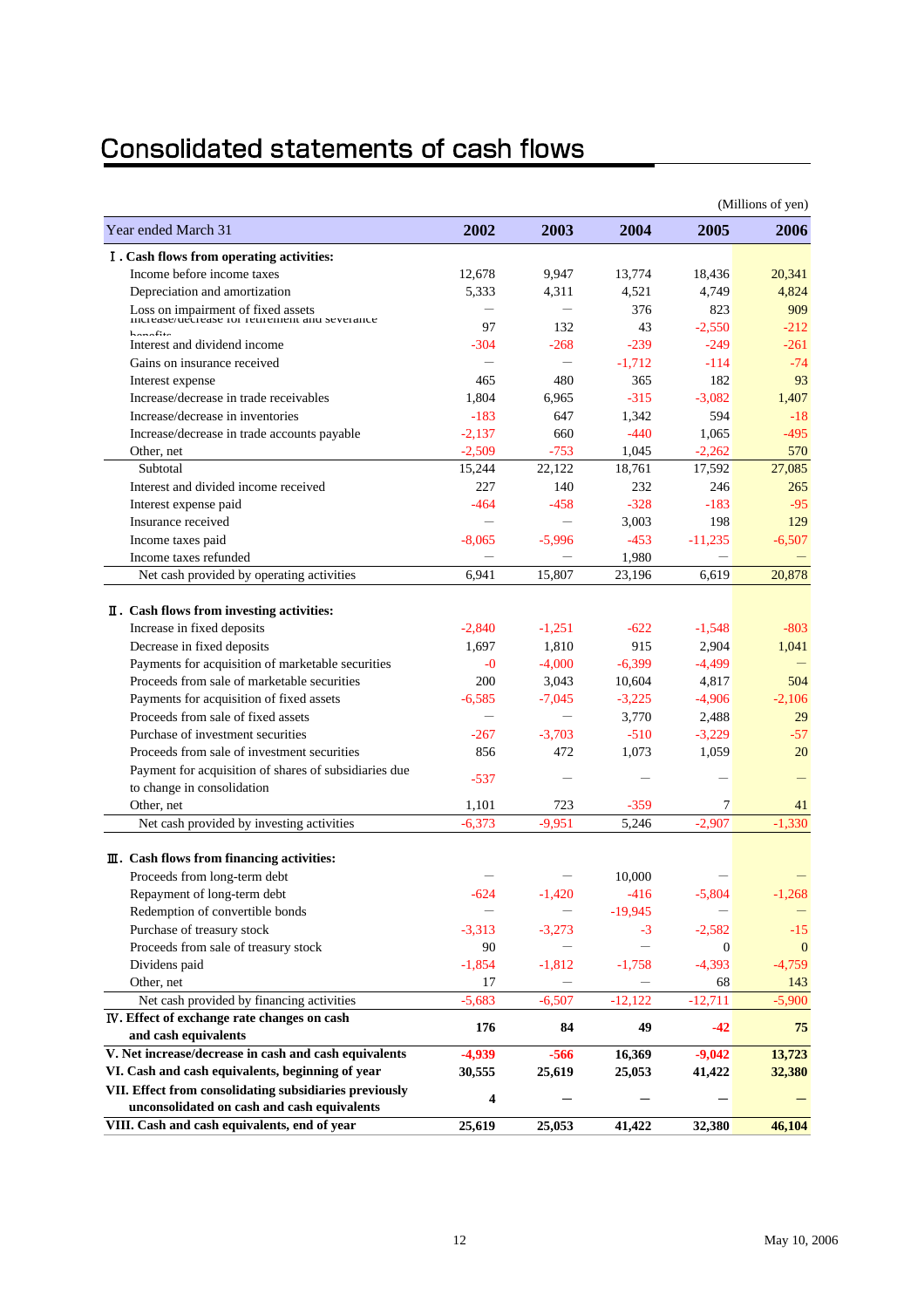# Consolidated statements of cash flows

(Millions of yen)

| Year ended March 31 | 2002 | 2003 | 2004 | 2005 | 2006 |
|---|---|---|---|---|---|
| **Ⅰ. Cash flows from operating activities:** | | | | | |
| Income before income taxes | 12,678 | 9,947 | 13,774 | 18,436 | 20,341 |
| Depreciation and amortization | 5,333 | 4,311 | 4,521 | 4,749 | 4,824 |
| Loss on impairment of fixed assets | — | — | 376 | 823 | 909 |
| Increase/decrease for retirement and severance benefits | 97 | 132 | 43 | -2,550 | -212 |
| Interest and dividend income | -304 | -268 | -239 | -249 | -261 |
| Gains on insurance received | — | — | -1,712 | -114 | -74 |
| Interest expense | 465 | 480 | 365 | 182 | 93 |
| Increase/decrease in trade receivables | 1,804 | 6,965 | -315 | -3,082 | 1,407 |
| Increase/decrease in inventories | -183 | 647 | 1,342 | 594 | -18 |
| Increase/decrease in trade accounts payable | -2,137 | 660 | -440 | 1,065 | -495 |
| Other, net | -2,509 | -753 | 1,045 | -2,262 | 570 |
| Subtotal | 15,244 | 22,122 | 18,761 | 17,592 | 27,085 |
| Interest and divided income received | 227 | 140 | 232 | 246 | 265 |
| Interest expense paid | -464 | -458 | -328 | -183 | -95 |
| Insurance received | — | — | 3,003 | 198 | 129 |
| Income taxes paid | -8,065 | -5,996 | -453 | -11,235 | -6,507 |
| Income taxes refunded | — | — | 1,980 | — | — |
| Net cash provided by operating activities | 6,941 | 15,807 | 23,196 | 6,619 | 20,878 |
| **Ⅱ. Cash flows from investing activities:** | | | | | |
| Increase in fixed deposits | -2,840 | -1,251 | -622 | -1,548 | -803 |
| Decrease in fixed deposits | 1,697 | 1,810 | 915 | 2,904 | 1,041 |
| Payments for acquisition of marketable securities | -0 | -4,000 | -6,399 | -4,499 | — |
| Proceeds from sale of marketable securities | 200 | 3,043 | 10,604 | 4,817 | 504 |
| Payments for acquisition of fixed assets | -6,585 | -7,045 | -3,225 | -4,906 | -2,106 |
| Proceeds from sale of fixed assets | — | — | 3,770 | 2,488 | 29 |
| Purchase of investment securities | -267 | -3,703 | -510 | -3,229 | -57 |
| Proceeds from sale of investment securities | 856 | 472 | 1,073 | 1,059 | 20 |
| Payment for acquisition of shares of subsidiaries due to change in consolidation | -537 | — | — | — | — |
| Other, net | 1,101 | 723 | -359 | 7 | 41 |
| Net cash provided by investing activities | -6,373 | -9,951 | 5,246 | -2,907 | -1,330 |
| **Ⅲ. Cash flows from financing activities:** | | | | | |
| Proceeds from long-term debt | — | — | 10,000 | — | — |
| Repayment of long-term debt | -624 | -1,420 | -416 | -5,804 | -1,268 |
| Redemption of convertible bonds | — | — | -19,945 | — | — |
| Purchase of treasury stock | -3,313 | -3,273 | -3 | -2,582 | -15 |
| Proceeds from sale of treasury stock | 90 | — | — | 0 | 0 |
| Dividens paid | -1,854 | -1,812 | -1,758 | -4,393 | -4,759 |
| Other, net | 17 | — | — | 68 | 143 |
| Net cash provided by financing activities | -5,683 | -6,507 | -12,122 | -12,711 | -5,900 |
| **Ⅳ. Effect of exchange rate changes on cash and cash equivalents** | **176** | **84** | **49** | **-42** | **75** |
| **V. Net increase/decrease in cash and cash equivalents** | **-4,939** | **-566** | **16,369** | **-9,042** | **13,723** |
| **VI. Cash and cash equivalents, beginning of year** | **30,555** | **25,619** | **25,053** | **41,422** | **32,380** |
| **VII. Effect from consolidating subsidiaries previously unconsolidated on cash and cash equivalents** | **4** | **—** | **—** | **—** | **—** |
| **VIII. Cash and cash equivalents, end of year** | **25,619** | **25,053** | **41,422** | **32,380** | **46,104** |

May 10, 2006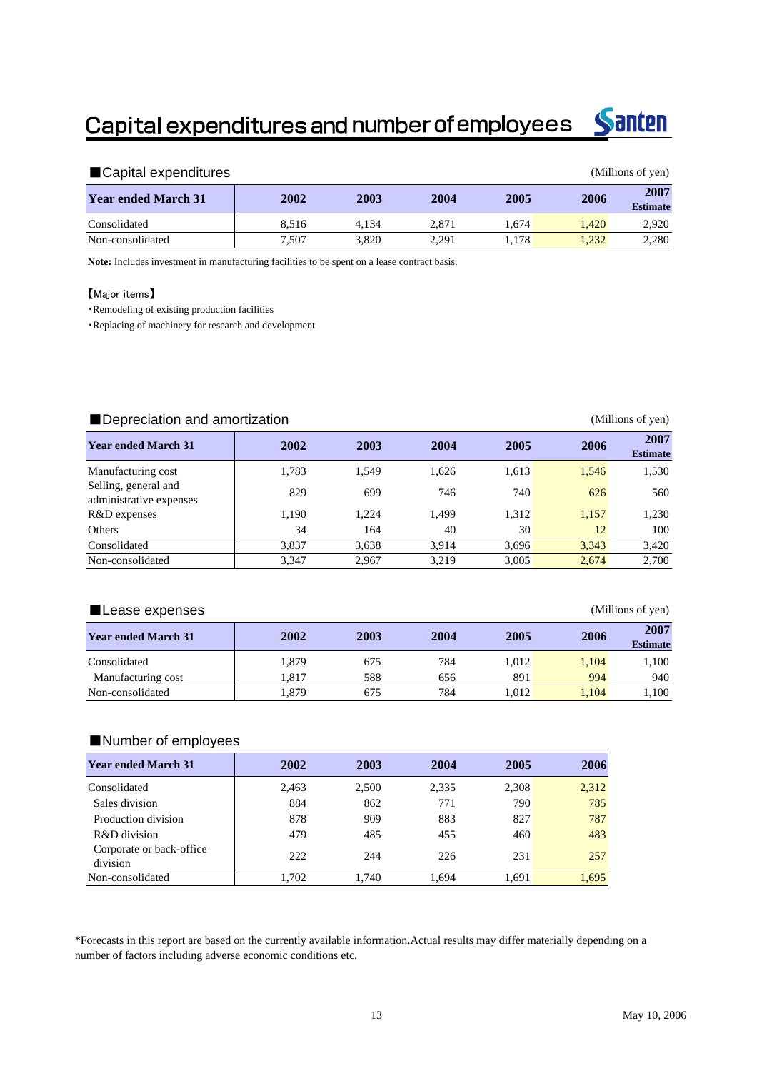# Capital expenditures and number of employees

Santen

## ■Capital expenditures

(Millions of yen)

| Year ended March 31 | 2002 | 2003 | 2004 | 2005 | 2006 | 2007 Estimate |
|---|---|---|---|---|---|---|
| Consolidated | 8,516 | 4,134 | 2,871 | 1,674 | 1,420 | 2,920 |
| Non-consolidated | 7,507 | 3,820 | 2,291 | 1,178 | 1,232 | 2,280 |

**Note:** Includes investment in manufacturing facilities to be spent on a lease contract basis.

【Major items】

・Remodeling of existing production facilities

・Replacing of machinery for research and development

## ■Depreciation and amortization

(Millions of yen)

| Year ended March 31 | 2002 | 2003 | 2004 | 2005 | 2006 | 2007 Estimate |
|---|---|---|---|---|---|---|
| Manufacturing cost | 1,783 | 1,549 | 1,626 | 1,613 | 1,546 | 1,530 |
| Selling, general and administrative expenses | 829 | 699 | 746 | 740 | 626 | 560 |
| R&D expenses | 1,190 | 1,224 | 1,499 | 1,312 | 1,157 | 1,230 |
| Others | 34 | 164 | 40 | 30 | 12 | 100 |
| Consolidated | 3,837 | 3,638 | 3,914 | 3,696 | 3,343 | 3,420 |
| Non-consolidated | 3,347 | 2,967 | 3,219 | 3,005 | 2,674 | 2,700 |

## ■Lease expenses

(Millions of yen)

| Year ended March 31 | 2002 | 2003 | 2004 | 2005 | 2006 | 2007 Estimate |
|---|---|---|---|---|---|---|
| Consolidated | 1,879 | 675 | 784 | 1,012 | 1,104 | 1,100 |
| Manufacturing cost | 1,817 | 588 | 656 | 891 | 994 | 940 |
| Non-consolidated | 1,879 | 675 | 784 | 1,012 | 1,104 | 1,100 |

## ■Number of employees

| Year ended March 31 | 2002 | 2003 | 2004 | 2005 | 2006 |
|---|---|---|---|---|---|
| Consolidated | 2,463 | 2,500 | 2,335 | 2,308 | 2,312 |
| Sales division | 884 | 862 | 771 | 790 | 785 |
| Production division | 878 | 909 | 883 | 827 | 787 |
| R&D division | 479 | 485 | 455 | 460 | 483 |
| Corporate or back-office division | 222 | 244 | 226 | 231 | 257 |
| Non-consolidated | 1,702 | 1,740 | 1,694 | 1,691 | 1,695 |

*Forecasts in this report are based on the currently available information.Actual results may differ materially depending on a number of factors including adverse economic conditions etc.

May 10, 2006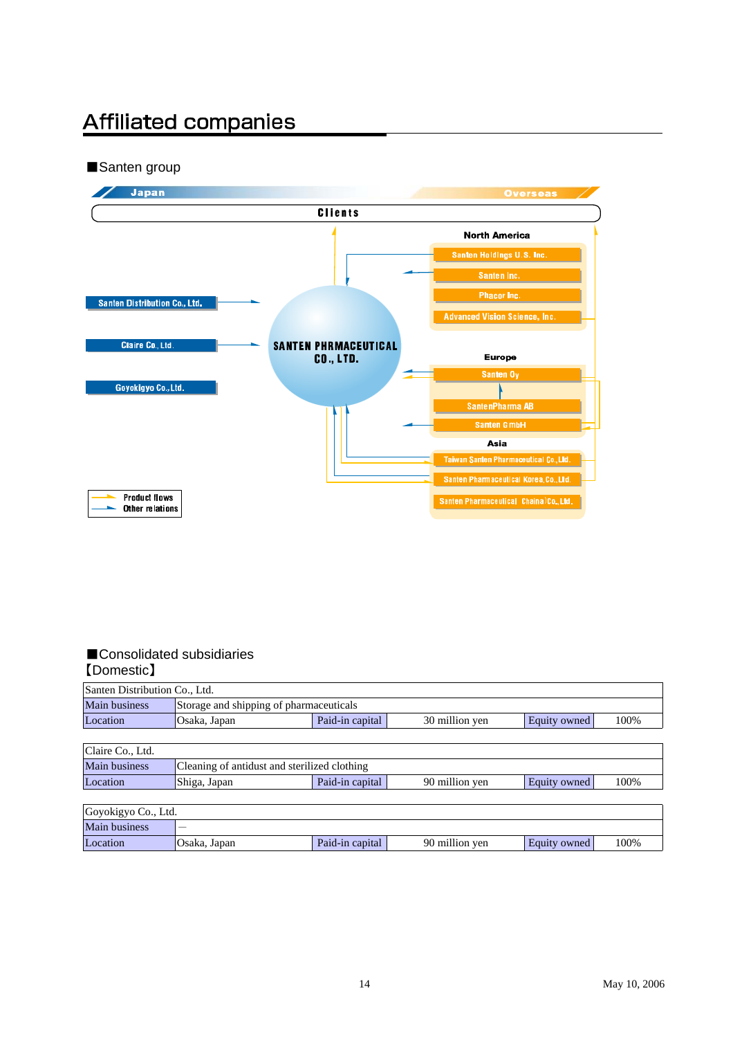# Affiliated companies

■Santen group

Japan

Overseas

Clients

North America

Santen Holdings U.S. Inc.

Santen Inc.

Phacor Inc.

Advanced Vision Science, Inc.

Santen Distribution Co., Ltd.

Claire Co., Ltd.

Goyokigyo Co., Ltd.

SANTEN PHRMACEUTICAL CO., LTD.

Europe

Santen Oy

SantenPharma AB

Santen GmbH

Asia

Taiwan Santen Pharmaceutical Co., Ltd.

Santen Pharmaceutical Korea, Co., Ltd.

Santen Pharmaceutical Chaina Co., Ltd.

Product flows

Other relations

■Consolidated subsidiaries

【Domestic】

| | | | | | |
|---|---|---|---|---|---|
| Santen Distribution Co., Ltd. | | | | | |
| Main business | Storage and shipping of pharmaceuticals | | | | |
| Location | Osaka, Japan | Paid-in capital | 30 million yen | Equity owned | 100% |

| | | | | | |
|---|---|---|---|---|---|
| Claire Co., Ltd. | | | | | |
| Main business | Cleaning of antidust and sterilized clothing | | | | |
| Location | Shiga, Japan | Paid-in capital | 90 million yen | Equity owned | 100% |

| | | | | | |
|---|---|---|---|---|---|
| Goyokigyo Co., Ltd. | | | | | |
| Main business | — | | | | |
| Location | Osaka, Japan | Paid-in capital | 90 million yen | Equity owned | 100% |

May 10, 2006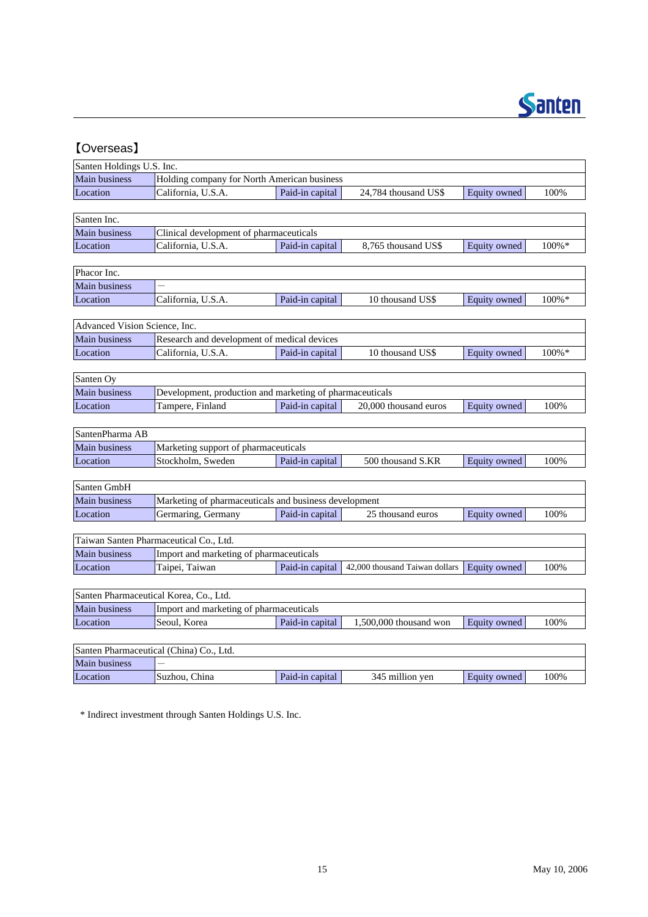【Overseas】

| Santen Holdings U.S. Inc. | | | | | |
|---|---|---|---|---|---|
| Main business | Holding company for North American business | | | | |
| Location | California, U.S.A. | Paid-in capital | 24,784 thousand US$ | Equity owned | 100% |

| Santen Inc. | | | | | |
|---|---|---|---|---|---|
| Main business | Clinical development of pharmaceuticals | | | | |
| Location | California, U.S.A. | Paid-in capital | 8,765 thousand US$ | Equity owned | 100%* |

| Phacor Inc. | | | | | |
|---|---|---|---|---|---|
| Main business | — | | | | |
| Location | California, U.S.A. | Paid-in capital | 10 thousand US$ | Equity owned | 100%* |

| Advanced Vision Science, Inc. | | | | | |
|---|---|---|---|---|---|
| Main business | Research and development of medical devices | | | | |
| Location | California, U.S.A. | Paid-in capital | 10 thousand US$ | Equity owned | 100%* |

| Santen Oy | | | | | |
|---|---|---|---|---|---|
| Main business | Development, production and marketing of pharmaceuticals | | | | |
| Location | Tampere, Finland | Paid-in capital | 20,000 thousand euros | Equity owned | 100% |

| SantenPharma AB | | | | | |
|---|---|---|---|---|---|
| Main business | Marketing support of pharmaceuticals | | | | |
| Location | Stockholm, Sweden | Paid-in capital | 500 thousand S.KR | Equity owned | 100% |

| Santen GmbH | | | | | |
|---|---|---|---|---|---|
| Main business | Marketing of pharmaceuticals and business development | | | | |
| Location | Germaring, Germany | Paid-in capital | 25 thousand euros | Equity owned | 100% |

| Taiwan Santen Pharmaceutical Co., Ltd. | | | | | |
|---|---|---|---|---|---|
| Main business | Import and marketing of pharmaceuticals | | | | |
| Location | Taipei, Taiwan | Paid-in capital | 42,000 thousand Taiwan dollars | Equity owned | 100% |

| Santen Pharmaceutical Korea, Co., Ltd. | | | | | |
|---|---|---|---|---|---|
| Main business | Import and marketing of pharmaceuticals | | | | |
| Location | Seoul, Korea | Paid-in capital | 1,500,000 thousand won | Equity owned | 100% |

| Santen Pharmaceutical (China) Co., Ltd. | | | | | |
|---|---|---|---|---|---|
| Main business | — | | | | |
| Location | Suzhou, China | Paid-in capital | 345 million yen | Equity owned | 100% |

* Indirect investment through Santen Holdings U.S. Inc.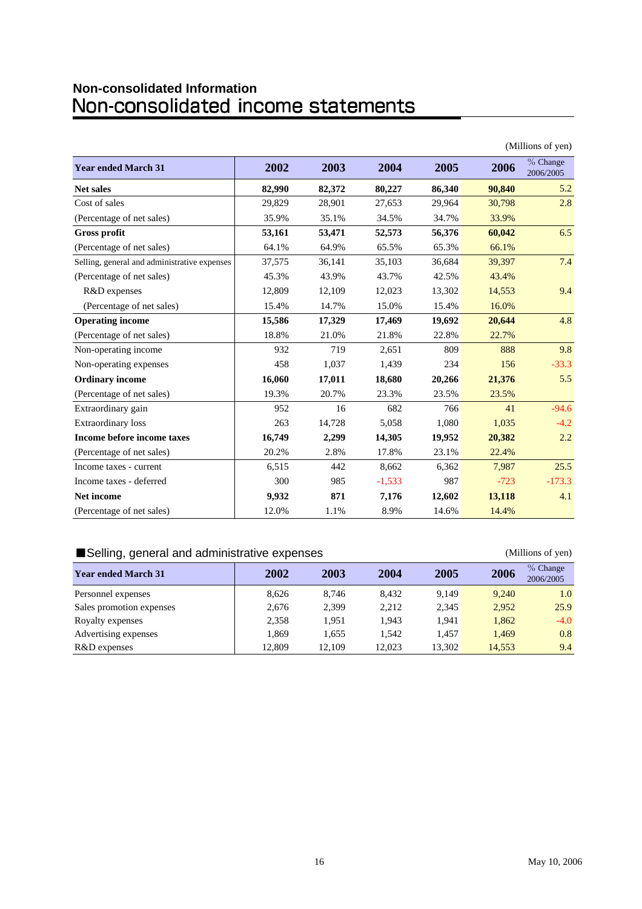**Non-consolidated Information**

# Non-consolidated income statements

(Millions of yen)

| Year ended March 31 | 2002 | 2003 | 2004 | 2005 | 2006 | % Change 2006/2005 |
|---|---|---|---|---|---|---|
| **Net sales** | **82,990** | **82,372** | **80,227** | **86,340** | **90,840** | 5.2 |
| Cost of sales | 29,829 | 28,901 | 27,653 | 29,964 | 30,798 | 2.8 |
| (Percentage of net sales) | 35.9% | 35.1% | 34.5% | 34.7% | 33.9% | |
| **Gross profit** | **53,161** | **53,471** | **52,573** | **56,376** | **60,042** | 6.5 |
| (Percentage of net sales) | 64.1% | 64.9% | 65.5% | 65.3% | 66.1% | |
| Selling, general and administrative expenses | 37,575 | 36,141 | 35,103 | 36,684 | 39,397 | 7.4 |
| (Percentage of net sales) | 45.3% | 43.9% | 43.7% | 42.5% | 43.4% | |
| R&D expenses | 12,809 | 12,109 | 12,023 | 13,302 | 14,553 | 9.4 |
| (Percentage of net sales) | 15.4% | 14.7% | 15.0% | 15.4% | 16.0% | |
| **Operating income** | **15,586** | **17,329** | **17,469** | **19,692** | **20,644** | 4.8 |
| (Percentage of net sales) | 18.8% | 21.0% | 21.8% | 22.8% | 22.7% | |
| Non-operating income | 932 | 719 | 2,651 | 809 | 888 | 9.8 |
| Non-operating expenses | 458 | 1,037 | 1,439 | 234 | 156 | -33.3 |
| **Ordinary income** | **16,060** | **17,011** | **18,680** | **20,266** | **21,376** | 5.5 |
| (Percentage of net sales) | 19.3% | 20.7% | 23.3% | 23.5% | 23.5% | |
| Extraordinary gain | 952 | 16 | 682 | 766 | 41 | -94.6 |
| Extraordinary loss | 263 | 14,728 | 5,058 | 1,080 | 1,035 | -4.2 |
| **Income before income taxes** | **16,749** | **2,299** | **14,305** | **19,952** | **20,382** | 2.2 |
| (Percentage of net sales) | 20.2% | 2.8% | 17.8% | 23.1% | 22.4% | |
| Income taxes - current | 6,515 | 442 | 8,662 | 6,362 | 7,987 | 25.5 |
| Income taxes - deferred | 300 | 985 | -1,533 | 987 | -723 | -173.3 |
| **Net income** | **9,932** | **871** | **7,176** | **12,602** | **13,118** | 4.1 |
| (Percentage of net sales) | 12.0% | 1.1% | 8.9% | 14.6% | 14.4% | |

## ■Selling, general and administrative expenses

(Millions of yen)

| Year ended March 31 | 2002 | 2003 | 2004 | 2005 | 2006 | % Change 2006/2005 |
|---|---|---|---|---|---|---|
| Personnel expenses | 8,626 | 8,746 | 8,432 | 9,149 | 9,240 | 1.0 |
| Sales promotion expenses | 2,676 | 2,399 | 2,212 | 2,345 | 2,952 | 25.9 |
| Royalty expenses | 2,358 | 1,951 | 1,943 | 1,941 | 1,862 | -4.0 |
| Advertising expenses | 1,869 | 1,655 | 1,542 | 1,457 | 1,469 | 0.8 |
| R&D expenses | 12,809 | 12,109 | 12,023 | 13,302 | 14,553 | 9.4 |

May 10, 2006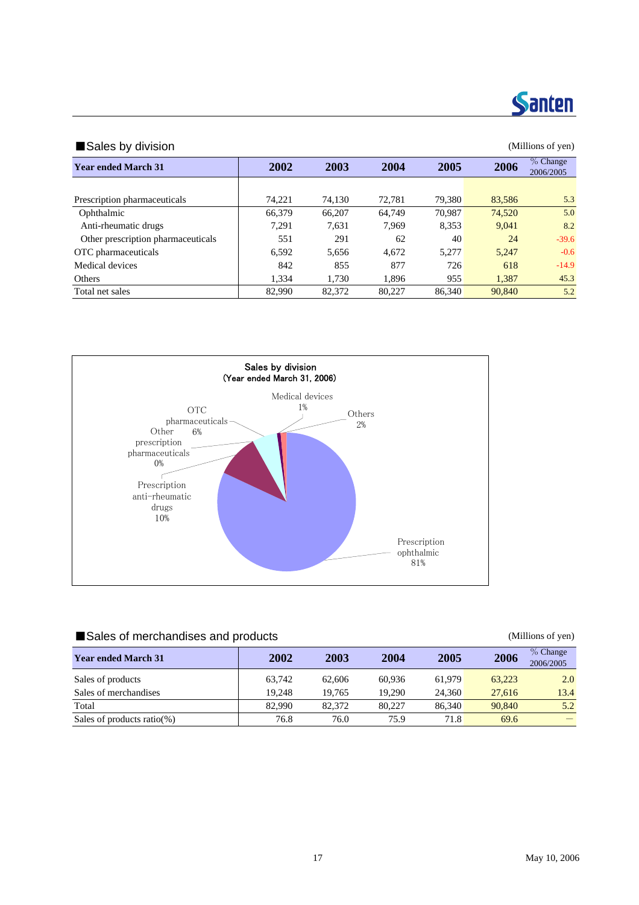## ■Sales by division

(Millions of yen)

| Year ended March 31 | 2002 | 2003 | 2004 | 2005 | 2006 | % Change 2006/2005 |
|---|---|---|---|---|---|---|
| Prescription pharmaceuticals | 74,221 | 74,130 | 72,781 | 79,380 | 83,586 | 5.3 |
| Ophthalmic | 66,379 | 66,207 | 64,749 | 70,987 | 74,520 | 5.0 |
| Anti-rheumatic drugs | 7,291 | 7,631 | 7,969 | 8,353 | 9,041 | 8.2 |
| Other prescription pharmaceuticals | 551 | 291 | 62 | 40 | 24 | -39.6 |
| OTC pharmaceuticals | 6,592 | 5,656 | 4,672 | 5,277 | 5,247 | -0.6 |
| Medical devices | 842 | 855 | 877 | 726 | 618 | -14.9 |
| Others | 1,334 | 1,730 | 1,896 | 955 | 1,387 | 45.3 |
| Total net sales | 82,990 | 82,372 | 80,227 | 86,340 | 90,840 | 5.2 |

Sales by division
(Year ended March 31, 2006)

Medical devices 1%
Others 2%
OTC pharmaceuticals 6%
Other prescription pharmaceuticals 0%
Prescription anti-rheumatic drugs 10%
Prescription ophthalmic 81%

## ■Sales of merchandises and products

(Millions of yen)

| Year ended March 31 | 2002 | 2003 | 2004 | 2005 | 2006 | % Change 2006/2005 |
|---|---|---|---|---|---|---|
| Sales of products | 63,742 | 62,606 | 60,936 | 61,979 | 63,223 | 2.0 |
| Sales of merchandises | 19,248 | 19,765 | 19,290 | 24,360 | 27,616 | 13.4 |
| Total | 82,990 | 82,372 | 80,227 | 86,340 | 90,840 | 5.2 |
| Sales of products ratio(%) | 76.8 | 76.0 | 75.9 | 71.8 | 69.6 | — |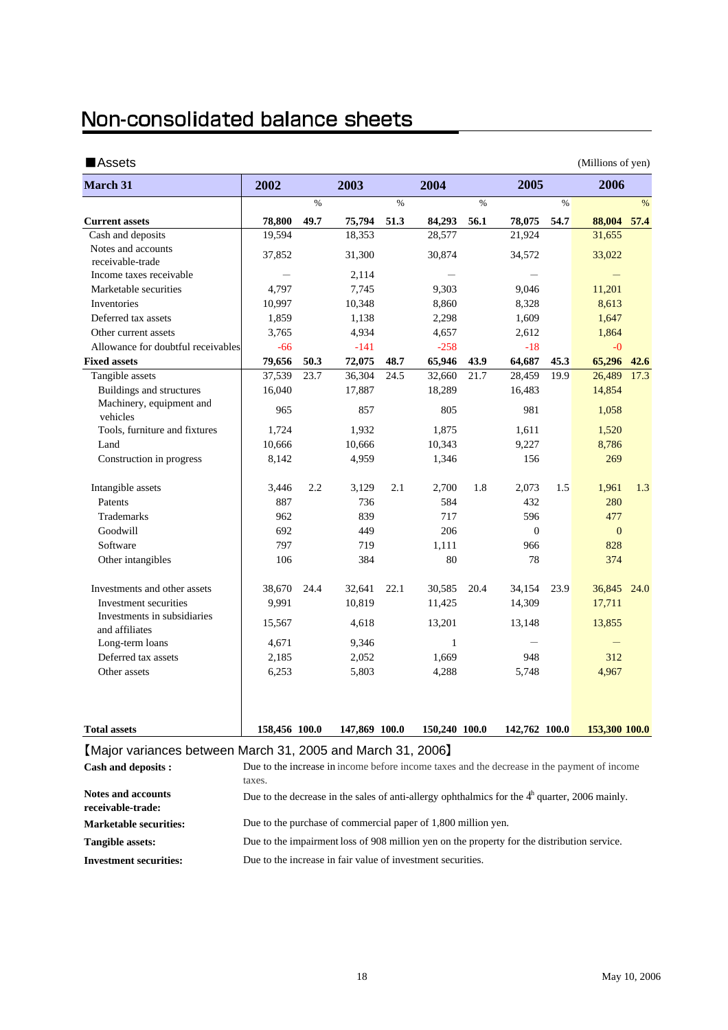# Non-consolidated balance sheets

■Assets (Millions of yen)

| March 31 | 2002 | | 2003 | | 2004 | | 2005 | | 2006 | |
|---|---|---|---|---|---|---|---|---|---|---|
| | | % | | % | | % | | % | | % |
| **Current assets** | **78,800** | **49.7** | **75,794** | **51.3** | **84,293** | **56.1** | **78,075** | **54.7** | **88,004** | **57.4** |
| Cash and deposits | 19,594 | | 18,353 | | 28,577 | | 21,924 | | 31,655 | |
| Notes and accounts receivable-trade | 37,852 | | 31,300 | | 30,874 | | 34,572 | | 33,022 | |
| Income taxes receivable | — | | 2,114 | | — | | — | | — | |
| Marketable securities | 4,797 | | 7,745 | | 9,303 | | 9,046 | | 11,201 | |
| Inventories | 10,997 | | 10,348 | | 8,860 | | 8,328 | | 8,613 | |
| Deferred tax assets | 1,859 | | 1,138 | | 2,298 | | 1,609 | | 1,647 | |
| Other current assets | 3,765 | | 4,934 | | 4,657 | | 2,612 | | 1,864 | |
| Allowance for doubtful receivables | -66 | | -141 | | -258 | | -18 | | -0 | |
| **Fixed assets** | **79,656** | **50.3** | **72,075** | **48.7** | **65,946** | **43.9** | **64,687** | **45.3** | **65,296** | **42.6** |
| Tangible assets | 37,539 | 23.7 | 36,304 | 24.5 | 32,660 | 21.7 | 28,459 | 19.9 | 26,489 | 17.3 |
| Buildings and structures | 16,040 | | 17,887 | | 18,289 | | 16,483 | | 14,854 | |
| Machinery, equipment and vehicles | 965 | | 857 | | 805 | | 981 | | 1,058 | |
| Tools, furniture and fixtures | 1,724 | | 1,932 | | 1,875 | | 1,611 | | 1,520 | |
| Land | 10,666 | | 10,666 | | 10,343 | | 9,227 | | 8,786 | |
| Construction in progress | 8,142 | | 4,959 | | 1,346 | | 156 | | 269 | |
| Intangible assets | 3,446 | 2.2 | 3,129 | 2.1 | 2,700 | 1.8 | 2,073 | 1.5 | 1,961 | 1.3 |
| Patents | 887 | | 736 | | 584 | | 432 | | 280 | |
| Trademarks | 962 | | 839 | | 717 | | 596 | | 477 | |
| Goodwill | 692 | | 449 | | 206 | | 0 | | 0 | |
| Software | 797 | | 719 | | 1,111 | | 966 | | 828 | |
| Other intangibles | 106 | | 384 | | 80 | | 78 | | 374 | |
| Investments and other assets | 38,670 | 24.4 | 32,641 | 22.1 | 30,585 | 20.4 | 34,154 | 23.9 | 36,845 | 24.0 |
| Investment securities | 9,991 | | 10,819 | | 11,425 | | 14,309 | | 17,711 | |
| Investments in subsidiaries and affiliates | 15,567 | | 4,618 | | 13,201 | | 13,148 | | 13,855 | |
| Long-term loans | 4,671 | | 9,346 | | 1 | | — | | — | |
| Deferred tax assets | 2,185 | | 2,052 | | 1,669 | | 948 | | 312 | |
| Other assets | 6,253 | | 5,803 | | 4,288 | | 5,748 | | 4,967 | |
| **Total assets** | **158,456** | **100.0** | **147,869** | **100.0** | **150,240** | **100.0** | **142,762** | **100.0** | **153,300** | **100.0** |

【Major variances between March 31, 2005 and March 31, 2006】

**Cash and deposits :** Due to the increase in income before income taxes and the decrease in the payment of income taxes.

**Notes and accounts receivable-trade:** Due to the decrease in the sales of anti-allergy ophthalmics for the 4th quarter, 2006 mainly.

**Marketable securities:** Due to the purchase of commercial paper of 1,800 million yen.

**Tangible assets:** Due to the impairment loss of 908 million yen on the property for the distribution service.

**Investment securities:** Due to the increase in fair value of investment securities.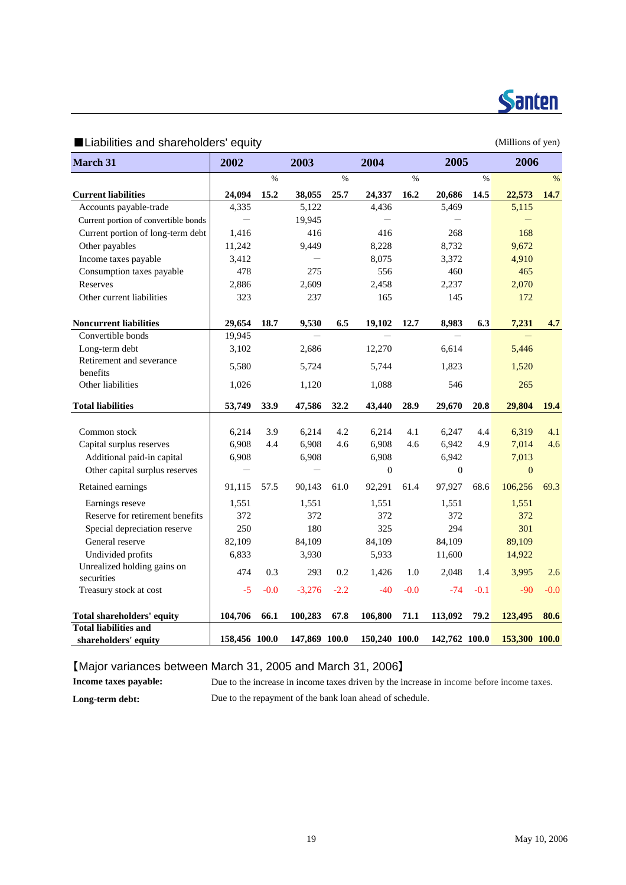## ■Liabilities and shareholders' equity

(Millions of yen)

| March 31 | 2002 | | 2003 | | 2004 | | 2005 | | 2006 | |
|---|---|---|---|---|---|---|---|---|---|---|
| | | % | | % | | % | | % | | % |
| **Current liabilities** | **24,094** | **15.2** | **38,055** | **25.7** | **24,337** | **16.2** | **20,686** | **14.5** | **22,573** | **14.7** |
| Accounts payable-trade | 4,335 | | 5,122 | | 4,436 | | 5,469 | | 5,115 | |
| Current portion of convertible bonds | — | | 19,945 | | — | | — | | — | |
| Current portion of long-term debt | 1,416 | | 416 | | 416 | | 268 | | 168 | |
| Other payables | 11,242 | | 9,449 | | 8,228 | | 8,732 | | 9,672 | |
| Income taxes payable | 3,412 | | — | | 8,075 | | 3,372 | | 4,910 | |
| Consumption taxes payable | 478 | | 275 | | 556 | | 460 | | 465 | |
| Reserves | 2,886 | | 2,609 | | 2,458 | | 2,237 | | 2,070 | |
| Other current liabilities | 323 | | 237 | | 165 | | 145 | | 172 | |
| **Noncurrent liabilities** | **29,654** | **18.7** | **9,530** | **6.5** | **19,102** | **12.7** | **8,983** | **6.3** | **7,231** | **4.7** |
| Convertible bonds | 19,945 | | — | | — | | — | | — | |
| Long-term debt | 3,102 | | 2,686 | | 12,270 | | 6,614 | | 5,446 | |
| Retirement and severance benefits | 5,580 | | 5,724 | | 5,744 | | 1,823 | | 1,520 | |
| Other liabilities | 1,026 | | 1,120 | | 1,088 | | 546 | | 265 | |
| **Total liabilities** | **53,749** | **33.9** | **47,586** | **32.2** | **43,440** | **28.9** | **29,670** | **20.8** | **29,804** | **19.4** |
| Common stock | 6,214 | 3.9 | 6,214 | 4.2 | 6,214 | 4.1 | 6,247 | 4.4 | 6,319 | 4.1 |
| Capital surplus reserves | 6,908 | 4.4 | 6,908 | 4.6 | 6,908 | 4.6 | 6,942 | 4.9 | 7,014 | 4.6 |
| Additional paid-in capital | 6,908 | | 6,908 | | 6,908 | | 6,942 | | 7,013 | |
| Other capital surplus reserves | — | | — | | 0 | | 0 | | 0 | |
| Retained earnings | 91,115 | 57.5 | 90,143 | 61.0 | 92,291 | 61.4 | 97,927 | 68.6 | 106,256 | 69.3 |
| Earnings reseve | 1,551 | | 1,551 | | 1,551 | | 1,551 | | 1,551 | |
| Reserve for retirement benefits | 372 | | 372 | | 372 | | 372 | | 372 | |
| Special depreciation reserve | 250 | | 180 | | 325 | | 294 | | 301 | |
| General reserve | 82,109 | | 84,109 | | 84,109 | | 84,109 | | 89,109 | |
| Undivided profits | 6,833 | | 3,930 | | 5,933 | | 11,600 | | 14,922 | |
| Unrealized holding gains on securities | 474 | 0.3 | 293 | 0.2 | 1,426 | 1.0 | 2,048 | 1.4 | 3,995 | 2.6 |
| Treasury stock at cost | -5 | -0.0 | -3,276 | -2.2 | -40 | -0.0 | -74 | -0.1 | -90 | -0.0 |
| **Total shareholders' equity** | **104,706** | **66.1** | **100,283** | **67.8** | **106,800** | **71.1** | **113,092** | **79.2** | **123,495** | **80.6** |
| **Total liabilities and shareholders' equity** | **158,456** | **100.0** | **147,869** | **100.0** | **150,240** | **100.0** | **142,762** | **100.0** | **153,300** | **100.0** |

【Major variances between March 31, 2005 and March 31, 2006】

**Income taxes payable:** Due to the increase in income taxes driven by the increase in income before income taxes.

**Long-term debt:** Due to the repayment of the bank loan ahead of schedule.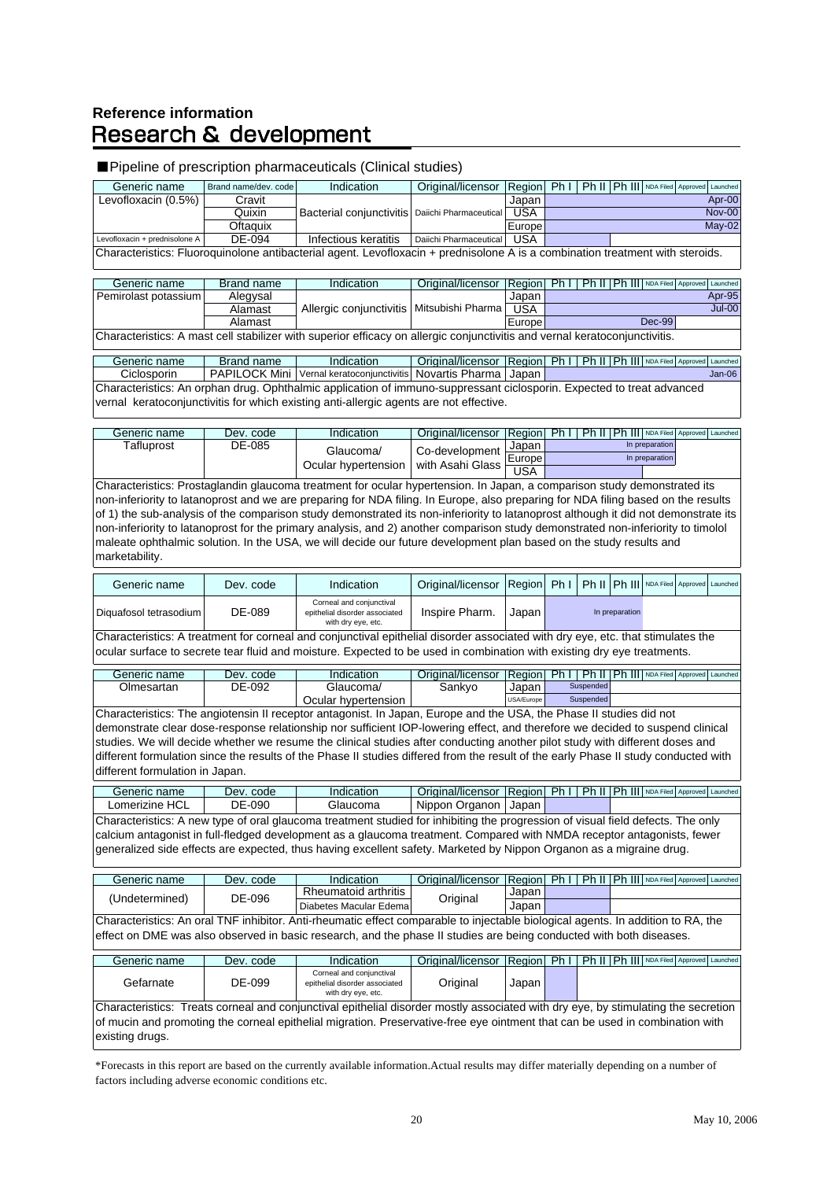## Reference information

# Research & development

■Pipeline of prescription pharmaceuticals (Clinical studies)

| Generic name | Brand name/dev. code | Indication | Original/licensor | Region | Ph I | Ph II | Ph III | NDA Filed | Approved | Launched |
|---|---|---|---|---|---|---|---|---|---|---|
| Levofloxacin (0.5%) | Cravit | Bacterial conjunctivitis | Daiichi Pharmaceutical | Japan | | | | | | Apr-00 |
| | Quixin | | | USA | | | | | | Nov-00 |
| | Oftaquix | | | Europe | | | | | | May-02 |
| Levofloxacin + prednisolone A | DE-094 | Infectious keratitis | Daiichi Pharmaceutical | USA | | | | | | |

Characteristics: Fluoroquinolone antibacterial agent. Levofloxacin + prednisolone A is a combination treatment with steroids.

| Generic name | Brand name | Indication | Original/licensor | Region | Ph I | Ph II | Ph III | NDA Filed | Approved | Launched |
|---|---|---|---|---|---|---|---|---|---|---|
| Pemirolast potassium | Alegysal | Allergic conjunctivitis | Mitsubishi Pharma | Japan | | | | | | Apr-95 |
| | Alamast | | | USA | | | | | | Jul-00 |
| | Alamast | | | Europe | | | | | Dec-99 | |

Characteristics: A mast cell stabilizer with superior efficacy on allergic conjunctivitis and vernal keratoconjunctivitis.

| Generic name | Brand name | Indication | Original/licensor | Region | Ph I | Ph II | Ph III | NDA Filed | Approved | Launched |
|---|---|---|---|---|---|---|---|---|---|---|
| Ciclosporin | PAPILOCK Mini | Vernal keratoconjunctivitis | Novartis Pharma | Japan | | | | | | Jan-06 |

Characteristics: An orphan drug. Ophthalmic application of immuno-suppressant ciclosporin. Expected to treat advanced vernal keratoconjunctivitis for which existing anti-allergic agents are not effective.

| Generic name | Dev. code | Indication | Original/licensor | Region | Ph I | Ph II | Ph III | NDA Filed | Approved | Launched |
|---|---|---|---|---|---|---|---|---|---|---|
| Tafluprost | DE-085 | Glaucoma/ Ocular hypertension | Co-development with Asahi Glass | Japan | | | In preparation | | | |
| | | | | Europe | | | In preparation | | | |
| | | | | USA | | | | | | |

Characteristics: Prostaglandin glaucoma treatment for ocular hypertension. In Japan, a comparison study demonstrated its non-inferiority to latanoprost and we are preparing for NDA filing. In Europe, also preparing for NDA filing based on the results of 1) the sub-analysis of the comparison study demonstrated its non-inferiority to latanoprost although it did not demonstrate its non-inferiority to latanoprost for the primary analysis, and 2) another comparison study demonstrated non-inferiority to timolol maleate ophthalmic solution. In the USA, we will decide our future development plan based on the study results and marketability.

| Generic name | Dev. code | Indication | Original/licensor | Region | Ph I | Ph II | Ph III | NDA Filed | Approved | Launched |
|---|---|---|---|---|---|---|---|---|---|---|
| Diquafosol tetrasodium | DE-089 | Corneal and conjunctival epithelial disorder associated with dry eye, etc. | Inspire Pharm. | Japan | | In preparation | | | | |

Characteristics: A treatment for corneal and conjunctival epithelial disorder associated with dry eye, etc. that stimulates the ocular surface to secrete tear fluid and moisture. Expected to be used in combination with existing dry eye treatments.

| Generic name | Dev. code | Indication | Original/licensor | Region | Ph I | Ph II | Ph III | NDA Filed | Approved | Launched |
|---|---|---|---|---|---|---|---|---|---|---|
| Olmesartan | DE-092 | Glaucoma/ Ocular hypertension | Sankyo | Japan | | Suspended | | | | |
| | | | | USA/Europe | | Suspended | | | | |

Characteristics: The angiotensin II receptor antagonist. In Japan, Europe and the USA, the Phase II studies did not demonstrate clear dose-response relationship nor sufficient IOP-lowering effect, and therefore we decided to suspend clinical studies. We will decide whether we resume the clinical studies after conducting another pilot study with different doses and different formulation since the results of the Phase II studies differed from the result of the early Phase II study conducted with different formulation in Japan.

| Generic name | Dev. code | Indication | Original/licensor | Region | Ph I | Ph II | Ph III | NDA Filed | Approved | Launched |
|---|---|---|---|---|---|---|---|---|---|---|
| Lomerizine HCL | DE-090 | Glaucoma | Nippon Organon | Japan | | | | | | |

Characteristics: A new type of oral glaucoma treatment studied for inhibiting the progression of visual field defects. The only calcium antagonist in full-fledged development as a glaucoma treatment. Compared with NMDA receptor antagonists, fewer generalized side effects are expected, thus having excellent safety. Marketed by Nippon Organon as a migraine drug.

| Generic name | Dev. code | Indication | Original/licensor | Region | Ph I | Ph II | Ph III | NDA Filed | Approved | Launched |
|---|---|---|---|---|---|---|---|---|---|---|
| (Undetermined) | DE-096 | Rheumatoid arthritis | Original | Japan | | | | | | |
| | | Diabetes Macular Edema | | Japan | | | | | | |

Characteristics: An oral TNF inhibitor. Anti-rheumatic effect comparable to injectable biological agents. In addition to RA, the effect on DME was also observed in basic research, and the phase II studies are being conducted with both diseases.

| Generic name | Dev. code | Indication | Original/licensor | Region | Ph I | Ph II | Ph III | NDA Filed | Approved | Launched |
|---|---|---|---|---|---|---|---|---|---|---|
| Gefarnate | DE-099 | Corneal and conjunctival epithelial disorder associated with dry eye, etc. | Original | Japan | | | | | | |

Characteristics: Treats corneal and conjunctival epithelial disorder mostly associated with dry eye, by stimulating the secretion of mucin and promoting the corneal epithelial migration. Preservative-free eye ointment that can be used in combination with existing drugs.

*Forecasts in this report are based on the currently available information.Actual results may differ materially depending on a number of factors including adverse economic conditions etc.

May 10, 2006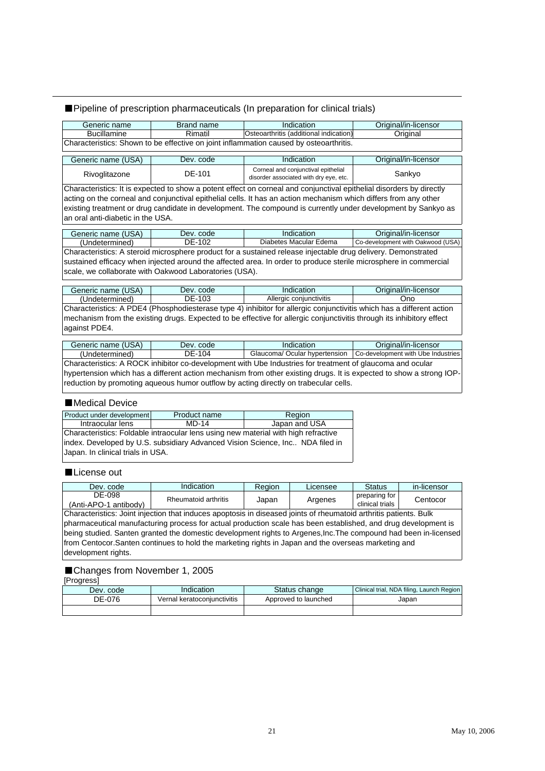## ■Pipeline of prescription pharmaceuticals (In preparation for clinical trials)

| Generic name | Brand name | Indication | Original/in-licensor |
|---|---|---|---|
| Bucillamine | Rimatil | Osteoarthritis (additional indication) | Original |
| Characteristics: Shown to be effective on joint inflammation caused by osteoarthritis. | | | |

| Generic name (USA) | Dev. code | Indication | Original/in-licensor |
|---|---|---|---|
| Rivoglitazone | DE-101 | Corneal and conjunctival epithelial disorder associated with dry eye, etc. | Sankyo |
| Characteristics: It is expected to show a potent effect on corneal and conjunctival epithelial disorders by directly acting on the corneal and conjunctival epithelial cells. It has an action mechanism which differs from any other existing treatment or drug candidate in development. The compound is currently under development by Sankyo as an oral anti-diabetic in the USA. | | | |

| Generic name (USA) | Dev. code | Indication | Original/in-licensor |
|---|---|---|---|
| (Undetermined) | DE-102 | Diabetes Macular Edema | Co-development with Oakwood (USA) |
| Characteristics: A steroid microsphere product for a sustained release injectable drug delivery. Demonstrated sustained efficacy when injected around the affected area. In order to produce sterile microsphere in commercial scale, we collaborate with Oakwood Laboratories (USA). | | | |

| Generic name (USA) | Dev. code | Indication | Original/in-licensor |
|---|---|---|---|
| (Undetermined) | DE-103 | Allergic conjunctivitis | Ono |
| Characteristics: A PDE4 (Phosphodiesterase type 4) inhibitor for allergic conjunctivitis which has a different action mechanism from the existing drugs. Expected to be effective for allergic conjunctivitis through its inhibitory effect against PDE4. | | | |

| Generic name (USA) | Dev. code | Indication | Original/in-licensor |
|---|---|---|---|
| (Undetermined) | DE-104 | Glaucoma/ Ocular hypertension | Co-development with Ube Industries |
| Characteristics: A ROCK inhibitor co-development with Ube Industries for treatment of glaucoma and ocular hypertension which has a different action mechanism from other existing drugs. It is expected to show a strong IOP-reduction by promoting aqueous humor outflow by acting directly on trabecular cells. | | | |

## ■Medical Device

| Product under development | Product name | Region |
|---|---|---|
| Intraocular lens | MD-14 | Japan and USA |
| Characteristics: Foldable intraocular lens using new material with high refractive index. Developed by U.S. subsidiary Advanced Vision Science, Inc.. NDA filed in Japan. In clinical trials in USA. | | |

## ■License out

| Dev. code | Indication | Region | Licensee | Status | in-licensor |
|---|---|---|---|---|---|
| DE-098 (Anti-APO-1 antibody) | Rheumatoid arthritis | Japan | Argenes | preparing for clinical trials | Centocor |
| Characteristics: Joint injection that induces apoptosis in diseased joints of rheumatoid arthritis patients. Bulk pharmaceutical manufacturing process for actual production scale has been established, and drug development is being studied. Santen granted the domestic development rights to Argenes,Inc.The compound had been in-licensed from Centocor.Santen continues to hold the marketing rights in Japan and the overseas marketing and development rights. | | | | | |

## ■Changes from November 1, 2005

[Progress]

| Dev. code | Indication | Status change | Clinical trial, NDA filing, Launch Region |
|---|---|---|---|
| DE-076 | Vernal keratoconjunctivitis | Approved to launched | Japan |
| | | | |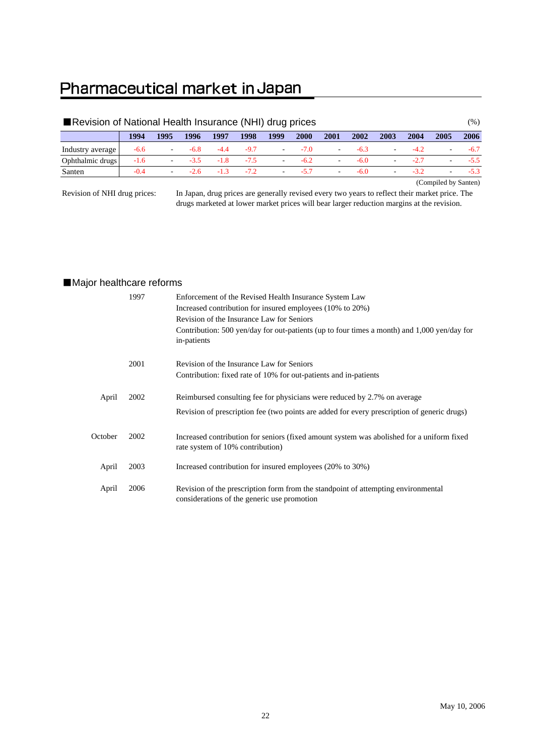# Pharmaceutical market in Japan

## ■Revision of National Health Insurance (NHI) drug prices

(%)

| | 1994 | 1995 | 1996 | 1997 | 1998 | 1999 | 2000 | 2001 | 2002 | 2003 | 2004 | 2005 | 2006 |
|---|---|---|---|---|---|---|---|---|---|---|---|---|---|
| Industry average | -6.6 | - | -6.8 | -4.4 | -9.7 | - | -7.0 | - | -6.3 | - | -4.2 | - | -6.7 |
| Ophthalmic drugs | -1.6 | - | -3.5 | -1.8 | -7.5 | - | -6.2 | - | -6.0 | - | -2.7 | - | -5.5 |
| Santen | -0.4 | - | -2.6 | -1.3 | -7.2 | - | -5.7 | - | -6.0 | - | -3.2 | - | -5.3 |

(Compiled by Santen)

Revision of NHI drug prices: In Japan, drug prices are generally revised every two years to reflect their market price. The drugs marketed at lower market prices will bear larger reduction margins at the revision.

## ■Major healthcare reforms

| | | |
|---|---|---|
| | 1997 | Enforcement of the Revised Health Insurance System Law<br>Increased contribution for insured employees (10% to 20%)<br>Revision of the Insurance Law for Seniors<br>Contribution: 500 yen/day for out-patients (up to four times a month) and 1,000 yen/day for in-patients |
| | 2001 | Revision of the Insurance Law for Seniors<br>Contribution: fixed rate of 10% for out-patients and in-patients |
| April | 2002 | Reimbursed consulting fee for physicians were reduced by 2.7% on average<br>Revision of prescription fee (two points are added for every prescription of generic drugs) |
| October | 2002 | Increased contribution for seniors (fixed amount system was abolished for a uniform fixed rate system of 10% contribution) |
| April | 2003 | Increased contribution for insured employees (20% to 30%) |
| April | 2006 | Revision of the prescription form from the standpoint of attempting environmental considerations of the generic use promotion |

May 10, 2006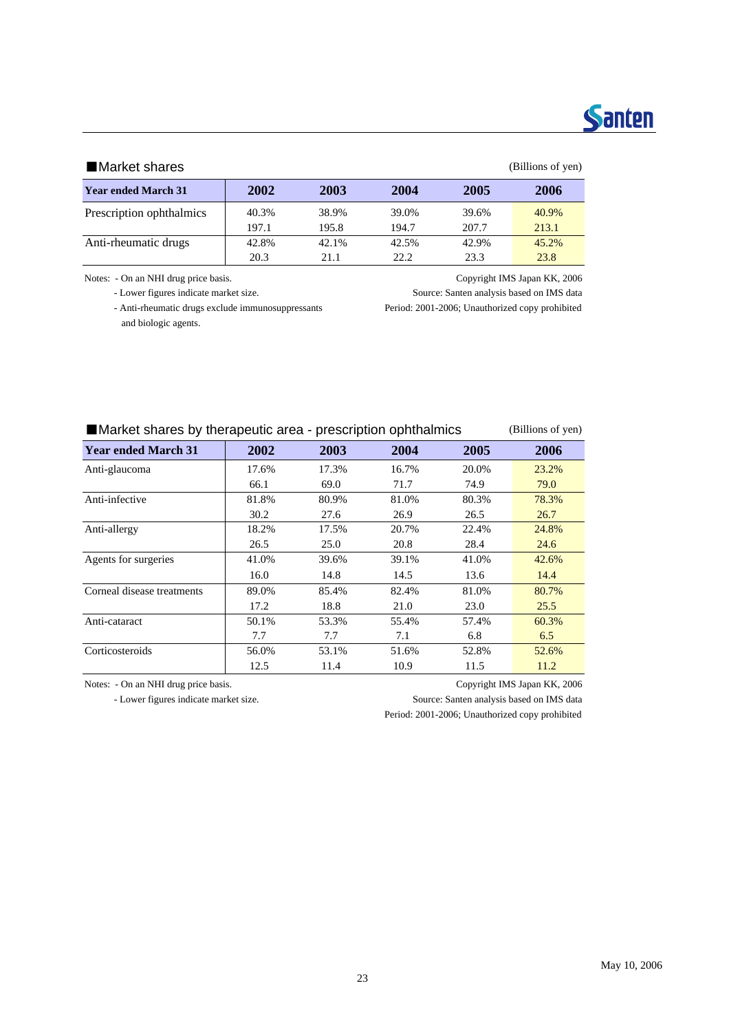## ■Market shares

(Billions of yen)

| Year ended March 31 | 2002 | 2003 | 2004 | 2005 | 2006 |
|---|---|---|---|---|---|
| Prescription ophthalmics | 40.3% | 38.9% | 39.0% | 39.6% | 40.9% |
| | 197.1 | 195.8 | 194.7 | 207.7 | 213.1 |
| Anti-rheumatic drugs | 42.8% | 42.1% | 42.5% | 42.9% | 45.2% |
| | 20.3 | 21.1 | 22.2 | 23.3 | 23.8 |

Notes: - On an NHI drug price basis.
- Lower figures indicate market size.
- Anti-rheumatic drugs exclude immunosuppressants and biologic agents.

Copyright IMS Japan KK, 2006
Source: Santen analysis based on IMS data
Period: 2001-2006; Unauthorized copy prohibited

## ■Market shares by therapeutic area - prescription ophthalmics

(Billions of yen)

| Year ended March 31 | 2002 | 2003 | 2004 | 2005 | 2006 |
|---|---|---|---|---|---|
| Anti-glaucoma | 17.6% | 17.3% | 16.7% | 20.0% | 23.2% |
| | 66.1 | 69.0 | 71.7 | 74.9 | 79.0 |
| Anti-infective | 81.8% | 80.9% | 81.0% | 80.3% | 78.3% |
| | 30.2 | 27.6 | 26.9 | 26.5 | 26.7 |
| Anti-allergy | 18.2% | 17.5% | 20.7% | 22.4% | 24.8% |
| | 26.5 | 25.0 | 20.8 | 28.4 | 24.6 |
| Agents for surgeries | 41.0% | 39.6% | 39.1% | 41.0% | 42.6% |
| | 16.0 | 14.8 | 14.5 | 13.6 | 14.4 |
| Corneal disease treatments | 89.0% | 85.4% | 82.4% | 81.0% | 80.7% |
| | 17.2 | 18.8 | 21.0 | 23.0 | 25.5 |
| Anti-cataract | 50.1% | 53.3% | 55.4% | 57.4% | 60.3% |
| | 7.7 | 7.7 | 7.1 | 6.8 | 6.5 |
| Corticosteroids | 56.0% | 53.1% | 51.6% | 52.8% | 52.6% |
| | 12.5 | 11.4 | 10.9 | 11.5 | 11.2 |

Notes: - On an NHI drug price basis.
- Lower figures indicate market size.

Copyright IMS Japan KK, 2006
Source: Santen analysis based on IMS data
Period: 2001-2006; Unauthorized copy prohibited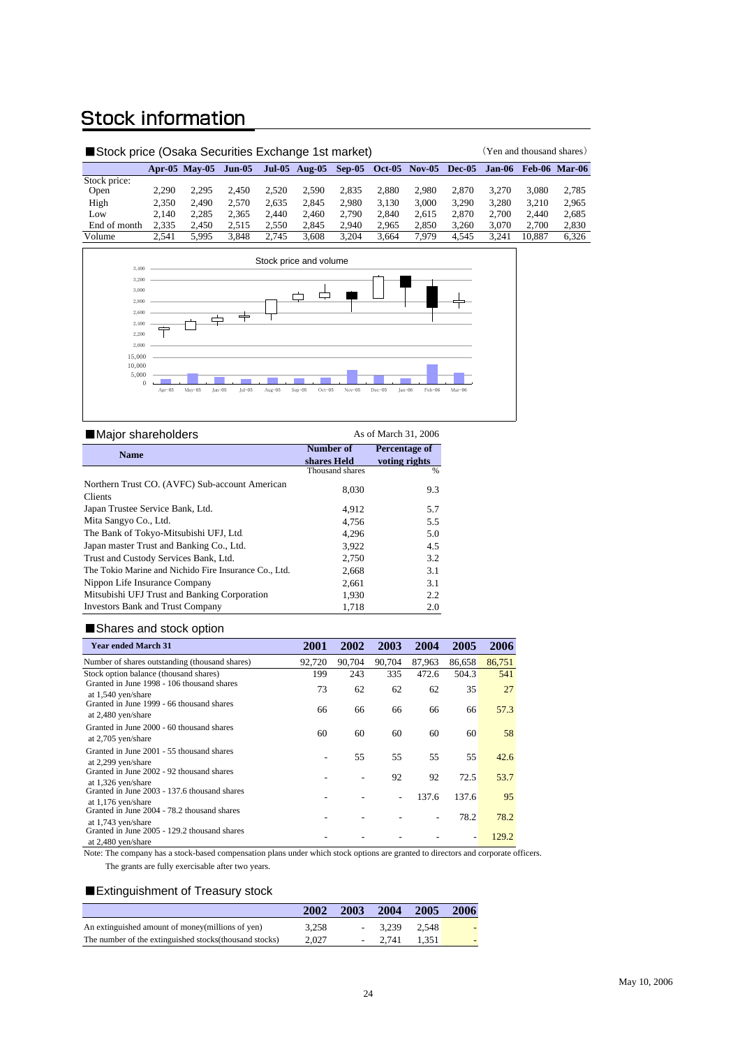# Stock information

## ■Stock price (Osaka Securities Exchange 1st market)

(Yen and thousand shares)

| | Apr-05 | May-05 | Jun-05 | Jul-05 | Aug-05 | Sep-05 | Oct-05 | Nov-05 | Dec-05 | Jan-06 | Feb-06 | Mar-06 |
|---|---|---|---|---|---|---|---|---|---|---|---|---|
| Stock price: | | | | | | | | | | | | |
| Open | 2,290 | 2,295 | 2,450 | 2,520 | 2,590 | 2,835 | 2,880 | 2,980 | 2,870 | 3,270 | 3,080 | 2,785 |
| High | 2,350 | 2,490 | 2,570 | 2,635 | 2,845 | 2,980 | 3,130 | 3,000 | 3,290 | 3,280 | 3,210 | 2,965 |
| Low | 2,140 | 2,285 | 2,365 | 2,440 | 2,460 | 2,790 | 2,840 | 2,615 | 2,870 | 2,700 | 2,440 | 2,685 |
| End of month | 2,335 | 2,450 | 2,515 | 2,550 | 2,845 | 2,940 | 2,965 | 2,850 | 3,260 | 3,070 | 2,700 | 2,830 |
| Volume | 2,541 | 5,995 | 3,848 | 2,745 | 3,608 | 3,204 | 3,664 | 7,979 | 4,545 | 3,241 | 10,887 | 6,326 |

Stock price and volume

3,400
3,200
3,000
2,800
2,600
2,400
2,200
2,000
15,000
10,000
5,000
0

Apr-05 May-05 Jun-05 Jul-05 Aug-05 Sep-05 Oct-05 Nov-05 Dec-05 Jan-06 Feb-06 Mar-06

## ■Major shareholders

As of March 31, 2006

| Name | Number of shares Held | Percentage of voting rights |
|---|---|---|
| | Thousand shares | % |
| Northern Trust CO. (AVFC) Sub-account American Clients | 8,030 | 9.3 |
| Japan Trustee Service Bank, Ltd. | 4,912 | 5.7 |
| Mita Sangyo Co., Ltd. | 4,756 | 5.5 |
| The Bank of Tokyo-Mitsubishi UFJ, Ltd. | 4,296 | 5.0 |
| Japan master Trust and Banking Co., Ltd. | 3,922 | 4.5 |
| Trust and Custody Services Bank, Ltd. | 2,750 | 3.2 |
| The Tokio Marine and Nichido Fire Insurance Co., Ltd. | 2,668 | 3.1 |
| Nippon Life Insurance Company | 2,661 | 3.1 |
| Mitsubishi UFJ Trust and Banking Corporation | 1,930 | 2.2 |
| Investors Bank and Trust Company | 1,718 | 2.0 |

## ■Shares and stock option

| Year ended March 31 | 2001 | 2002 | 2003 | 2004 | 2005 | 2006 |
|---|---|---|---|---|---|---|
| Number of shares outstanding (thousand shares) | 92,720 | 90,704 | 90,704 | 87,963 | 86,658 | 86,751 |
| Stock option balance (thousand shares) | 199 | 243 | 335 | 472.6 | 504.3 | 541 |
| Granted in June 1998 - 106 thousand shares at 1,540 yen/share | 73 | 62 | 62 | 62 | 35 | 27 |
| Granted in June 1999 - 66 thousand shares at 2,480 yen/share | 66 | 66 | 66 | 66 | 66 | 57.3 |
| Granted in June 2000 - 60 thousand shares at 2,705 yen/share | 60 | 60 | 60 | 60 | 60 | 58 |
| Granted in June 2001 - 55 thousand shares at 2,299 yen/share | - | 55 | 55 | 55 | 55 | 42.6 |
| Granted in June 2002 - 92 thousand shares at 1,326 yen/share | - | - | 92 | 92 | 72.5 | 53.7 |
| Granted in June 2003 - 137.6 thousand shares at 1,176 yen/share | - | - | - | 137.6 | 137.6 | 95 |
| Granted in June 2004 - 78.2 thousand shares at 1,743 yen/share | - | - | - | - | 78.2 | 78.2 |
| Granted in June 2005 - 129.2 thousand shares at 2,480 yen/share | - | - | - | - | - | 129.2 |

Note: The company has a stock-based compensation plans under which stock options are granted to directors and corporate officers.
The grants are fully exercisable after two years.

## ■Extinguishment of Treasury stock

| | 2002 | 2003 | 2004 | 2005 | 2006 |
|---|---|---|---|---|---|
| An extinguished amount of money(millions of yen) | 3,258 | - | 3,239 | 2,548 | - |
| The number of the extinguished stocks(thousand stocks) | 2,027 | - | 2,741 | 1,351 | - |

May 10, 2006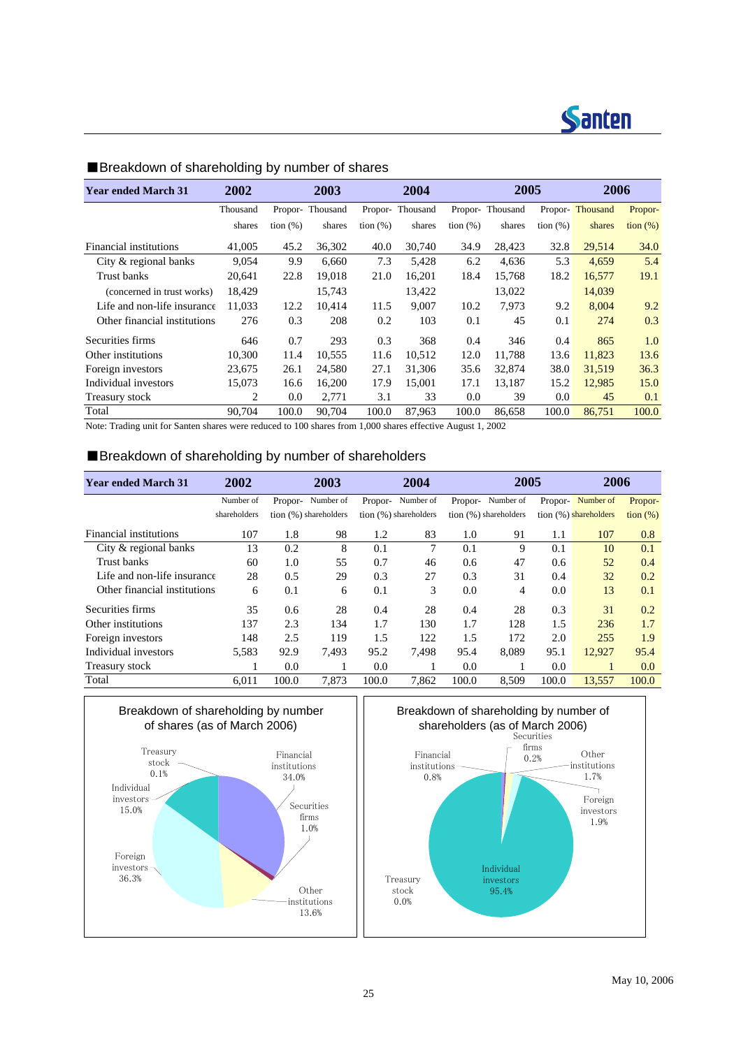## ■Breakdown of shareholding by number of shares

| Year ended March 31 | 2002 | | 2003 | | 2004 | | 2005 | | 2006 | |
|---|---|---|---|---|---|---|---|---|---|---|
| | Thousand shares | Proportion (%) | Thousand shares | Proportion (%) | Thousand shares | Proportion (%) | Thousand shares | Proportion (%) | Thousand shares | Proportion (%) |
| Financial institutions | 41,005 | 45.2 | 36,302 | 40.0 | 30,740 | 34.9 | 28,423 | 32.8 | 29,514 | 34.0 |
| City & regional banks | 9,054 | 9.9 | 6,660 | 7.3 | 5,428 | 6.2 | 4,636 | 5.3 | 4,659 | 5.4 |
| Trust banks | 20,641 | 22.8 | 19,018 | 21.0 | 16,201 | 18.4 | 15,768 | 18.2 | 16,577 | 19.1 |
| (concerned in trust works) | 18,429 | | 15,743 | | 13,422 | | 13,022 | | 14,039 | |
| Life and non-life insurance | 11,033 | 12.2 | 10,414 | 11.5 | 9,007 | 10.2 | 7,973 | 9.2 | 8,004 | 9.2 |
| Other financial institutions | 276 | 0.3 | 208 | 0.2 | 103 | 0.1 | 45 | 0.1 | 274 | 0.3 |
| Securities firms | 646 | 0.7 | 293 | 0.3 | 368 | 0.4 | 346 | 0.4 | 865 | 1.0 |
| Other institutions | 10,300 | 11.4 | 10,555 | 11.6 | 10,512 | 12.0 | 11,788 | 13.6 | 11,823 | 13.6 |
| Foreign investors | 23,675 | 26.1 | 24,580 | 27.1 | 31,306 | 35.6 | 32,874 | 38.0 | 31,519 | 36.3 |
| Individual investors | 15,073 | 16.6 | 16,200 | 17.9 | 15,001 | 17.1 | 13,187 | 15.2 | 12,985 | 15.0 |
| Treasury stock | 2 | 0.0 | 2,771 | 3.1 | 33 | 0.0 | 39 | 0.0 | 45 | 0.1 |
| Total | 90,704 | 100.0 | 90,704 | 100.0 | 87,963 | 100.0 | 86,658 | 100.0 | 86,751 | 100.0 |

Note: Trading unit for Santen shares were reduced to 100 shares from 1,000 shares effective August 1, 2002

## ■Breakdown of shareholding by number of shareholders

| Year ended March 31 | 2002 | | 2003 | | 2004 | | 2005 | | 2006 | |
|---|---|---|---|---|---|---|---|---|---|---|
| | Number of shareholders | Proportion (%) | Number of shareholders | Proportion (%) | Number of shareholders | Proportion (%) | Number of shareholders | Proportion (%) | Number of shareholders | Proportion (%) |
| Financial institutions | 107 | 1.8 | 98 | 1.2 | 83 | 1.0 | 91 | 1.1 | 107 | 0.8 |
| City & regional banks | 13 | 0.2 | 8 | 0.1 | 7 | 0.1 | 9 | 0.1 | 10 | 0.1 |
| Trust banks | 60 | 1.0 | 55 | 0.7 | 46 | 0.6 | 47 | 0.6 | 52 | 0.4 |
| Life and non-life insurance | 28 | 0.5 | 29 | 0.3 | 27 | 0.3 | 31 | 0.4 | 32 | 0.2 |
| Other financial institutions | 6 | 0.1 | 6 | 0.1 | 3 | 0.0 | 4 | 0.0 | 13 | 0.1 |
| Securities firms | 35 | 0.6 | 28 | 0.4 | 28 | 0.4 | 28 | 0.3 | 31 | 0.2 |
| Other institutions | 137 | 2.3 | 134 | 1.7 | 130 | 1.7 | 128 | 1.5 | 236 | 1.7 |
| Foreign investors | 148 | 2.5 | 119 | 1.5 | 122 | 1.5 | 172 | 2.0 | 255 | 1.9 |
| Individual investors | 5,583 | 92.9 | 7,493 | 95.2 | 7,498 | 95.4 | 8,089 | 95.1 | 12,927 | 95.4 |
| Treasury stock | 1 | 0.0 | 1 | 0.0 | 1 | 0.0 | 1 | 0.0 | 1 | 0.0 |
| Total | 6,011 | 100.0 | 7,873 | 100.0 | 7,862 | 100.0 | 8,509 | 100.0 | 13,557 | 100.0 |

Breakdown of shareholding by number of shares (as of March 2006)

Treasury stock 0.1%
Financial institutions 34.0%
Individual investors 15.0%
Securities firms 1.0%
Foreign investors 36.3%
Other institutions 13.6%

Breakdown of shareholding by number of shareholders (as of March 2006)

Securities firms 0.2%
Financial institutions 0.8%
Other institutions 1.7%
Foreign investors 1.9%
Individual investors 95.4%
Treasury stock 0.0%

May 10, 2006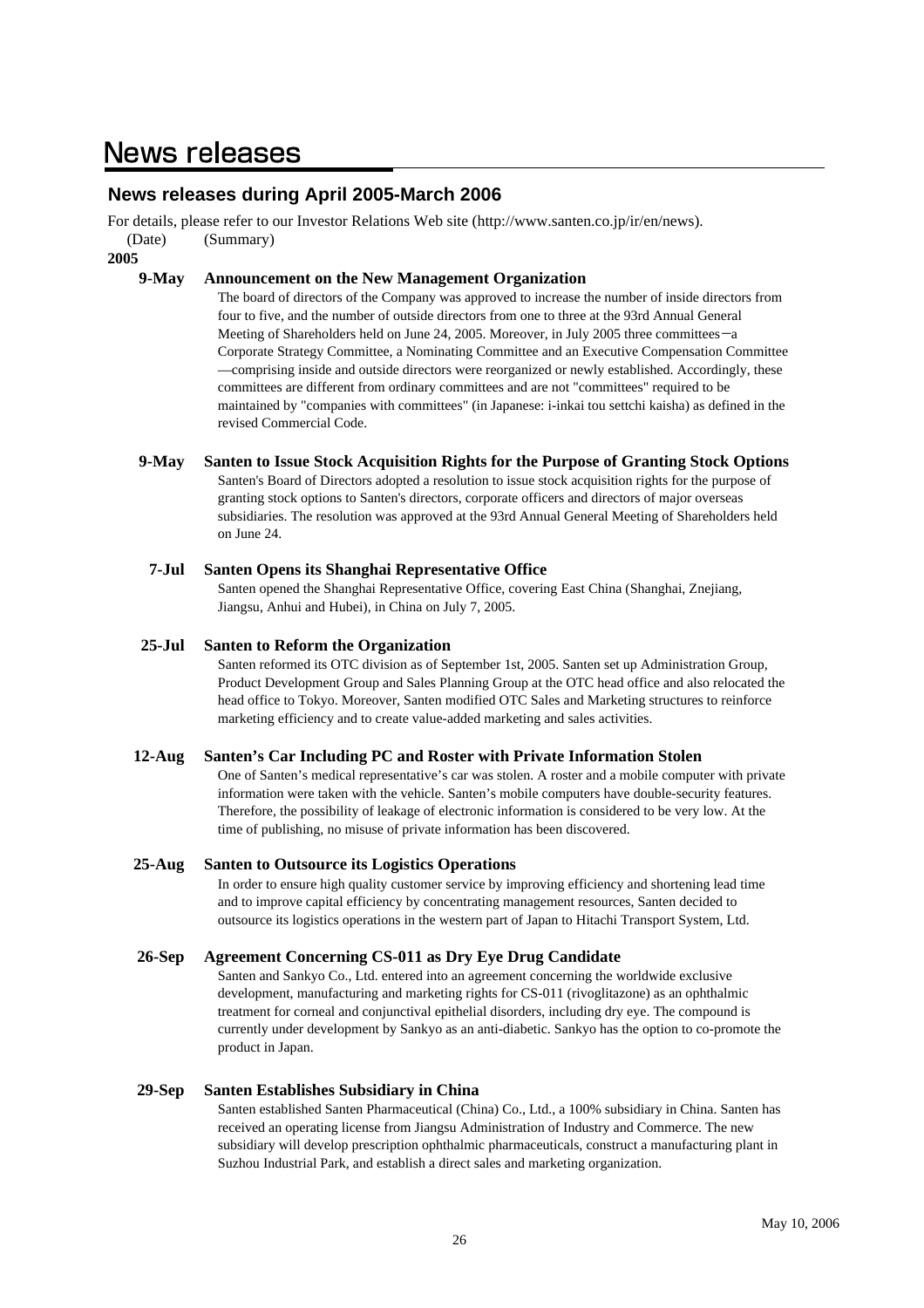# News releases

## News releases during April 2005-March 2006

For details, please refer to our Investor Relations Web site (http://www.santen.co.jp/ir/en/news).

(Date) (Summary)

**2005**

**9-May** **Announcement on the New Management Organization**

The board of directors of the Company was approved to increase the number of inside directors from four to five, and the number of outside directors from one to three at the 93rd Annual General Meeting of Shareholders held on June 24, 2005. Moreover, in July 2005 three committees－a Corporate Strategy Committee, a Nominating Committee and an Executive Compensation Committee —comprising inside and outside directors were reorganized or newly established. Accordingly, these committees are different from ordinary committees and are not "committees" required to be maintained by "companies with committees" (in Japanese: i-inkai tou settchi kaisha) as defined in the revised Commercial Code.

**9-May** **Santen to Issue Stock Acquisition Rights for the Purpose of Granting Stock Options**

Santen's Board of Directors adopted a resolution to issue stock acquisition rights for the purpose of granting stock options to Santen's directors, corporate officers and directors of major overseas subsidiaries. The resolution was approved at the 93rd Annual General Meeting of Shareholders held on June 24.

**7-Jul** **Santen Opens its Shanghai Representative Office**

Santen opened the Shanghai Representative Office, covering East China (Shanghai, Znejiang, Jiangsu, Anhui and Hubei), in China on July 7, 2005.

**25-Jul** **Santen to Reform the Organization**

Santen reformed its OTC division as of September 1st, 2005. Santen set up Administration Group, Product Development Group and Sales Planning Group at the OTC head office and also relocated the head office to Tokyo. Moreover, Santen modified OTC Sales and Marketing structures to reinforce marketing efficiency and to create value-added marketing and sales activities.

**12-Aug** **Santen's Car Including PC and Roster with Private Information Stolen**

One of Santen's medical representative's car was stolen. A roster and a mobile computer with private information were taken with the vehicle. Santen's mobile computers have double-security features. Therefore, the possibility of leakage of electronic information is considered to be very low. At the time of publishing, no misuse of private information has been discovered.

**25-Aug** **Santen to Outsource its Logistics Operations**

In order to ensure high quality customer service by improving efficiency and shortening lead time and to improve capital efficiency by concentrating management resources, Santen decided to outsource its logistics operations in the western part of Japan to Hitachi Transport System, Ltd.

**26-Sep** **Agreement Concerning CS-011 as Dry Eye Drug Candidate**

Santen and Sankyo Co., Ltd. entered into an agreement concerning the worldwide exclusive development, manufacturing and marketing rights for CS-011 (rivoglitazone) as an ophthalmic treatment for corneal and conjunctival epithelial disorders, including dry eye. The compound is currently under development by Sankyo as an anti-diabetic. Sankyo has the option to co-promote the product in Japan.

**29-Sep** **Santen Establishes Subsidiary in China**

Santen established Santen Pharmaceutical (China) Co., Ltd., a 100% subsidiary in China. Santen has received an operating license from Jiangsu Administration of Industry and Commerce. The new subsidiary will develop prescription ophthalmic pharmaceuticals, construct a manufacturing plant in Suzhou Industrial Park, and establish a direct sales and marketing organization.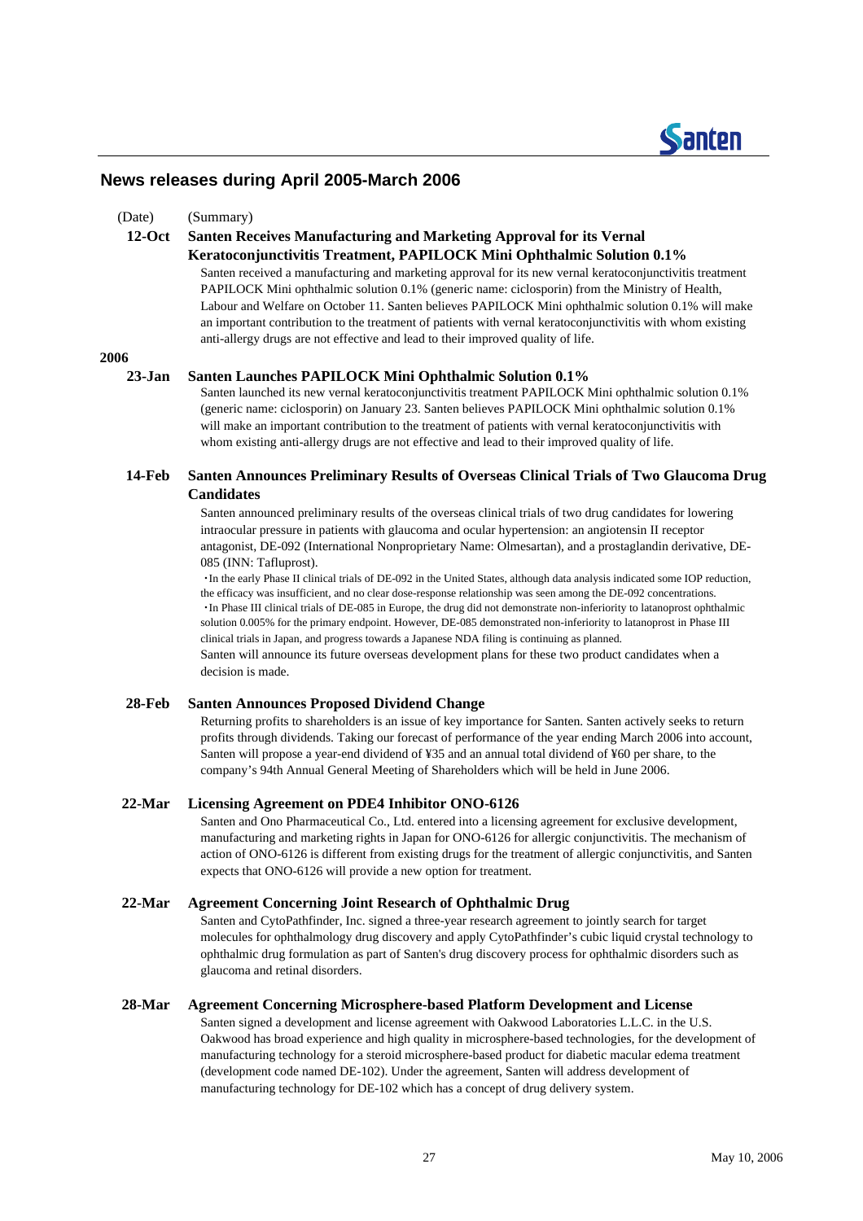## News releases during April 2005-March 2006

(Date) (Summary)

**12-Oct** **Santen Receives Manufacturing and Marketing Approval for its Vernal Keratoconjunctivitis Treatment, PAPILOCK Mini Ophthalmic Solution 0.1%**

Santen received a manufacturing and marketing approval for its new vernal keratoconjunctivitis treatment PAPILOCK Mini ophthalmic solution 0.1% (generic name: ciclosporin) from the Ministry of Health, Labour and Welfare on October 11. Santen believes PAPILOCK Mini ophthalmic solution 0.1% will make an important contribution to the treatment of patients with vernal keratoconjunctivitis with whom existing anti-allergy drugs are not effective and lead to their improved quality of life.

**2006**

**23-Jan** **Santen Launches PAPILOCK Mini Ophthalmic Solution 0.1%**

Santen launched its new vernal keratoconjunctivitis treatment PAPILOCK Mini ophthalmic solution 0.1% (generic name: ciclosporin) on January 23. Santen believes PAPILOCK Mini ophthalmic solution 0.1% will make an important contribution to the treatment of patients with vernal keratoconjunctivitis with whom existing anti-allergy drugs are not effective and lead to their improved quality of life.

**14-Feb** **Santen Announces Preliminary Results of Overseas Clinical Trials of Two Glaucoma Drug Candidates**

Santen announced preliminary results of the overseas clinical trials of two drug candidates for lowering intraocular pressure in patients with glaucoma and ocular hypertension: an angiotensin II receptor antagonist, DE-092 (International Nonproprietary Name: Olmesartan), and a prostaglandin derivative, DE-085 (INN: Tafluprost).

・In the early Phase II clinical trials of DE-092 in the United States, although data analysis indicated some IOP reduction, the efficacy was insufficient, and no clear dose-response relationship was seen among the DE-092 concentrations.

・In Phase III clinical trials of DE-085 in Europe, the drug did not demonstrate non-inferiority to latanoprost ophthalmic solution 0.005% for the primary endpoint. However, DE-085 demonstrated non-inferiority to latanoprost in Phase III clinical trials in Japan, and progress towards a Japanese NDA filing is continuing as planned.

Santen will announce its future overseas development plans for these two product candidates when a decision is made.

**28-Feb** **Santen Announces Proposed Dividend Change**

Returning profits to shareholders is an issue of key importance for Santen. Santen actively seeks to return profits through dividends. Taking our forecast of performance of the year ending March 2006 into account, Santen will propose a year-end dividend of ¥35 and an annual total dividend of ¥60 per share, to the company's 94th Annual General Meeting of Shareholders which will be held in June 2006.

**22-Mar** **Licensing Agreement on PDE4 Inhibitor ONO-6126**

Santen and Ono Pharmaceutical Co., Ltd. entered into a licensing agreement for exclusive development, manufacturing and marketing rights in Japan for ONO-6126 for allergic conjunctivitis. The mechanism of action of ONO-6126 is different from existing drugs for the treatment of allergic conjunctivitis, and Santen expects that ONO-6126 will provide a new option for treatment.

**22-Mar** **Agreement Concerning Joint Research of Ophthalmic Drug**

Santen and CytoPathfinder, Inc. signed a three-year research agreement to jointly search for target molecules for ophthalmology drug discovery and apply CytoPathfinder's cubic liquid crystal technology to ophthalmic drug formulation as part of Santen's drug discovery process for ophthalmic disorders such as glaucoma and retinal disorders.

**28-Mar** **Agreement Concerning Microsphere-based Platform Development and License**

Santen signed a development and license agreement with Oakwood Laboratories L.L.C. in the U.S. Oakwood has broad experience and high quality in microsphere-based technologies, for the development of manufacturing technology for a steroid microsphere-based product for diabetic macular edema treatment (development code named DE-102). Under the agreement, Santen will address development of manufacturing technology for DE-102 which has a concept of drug delivery system.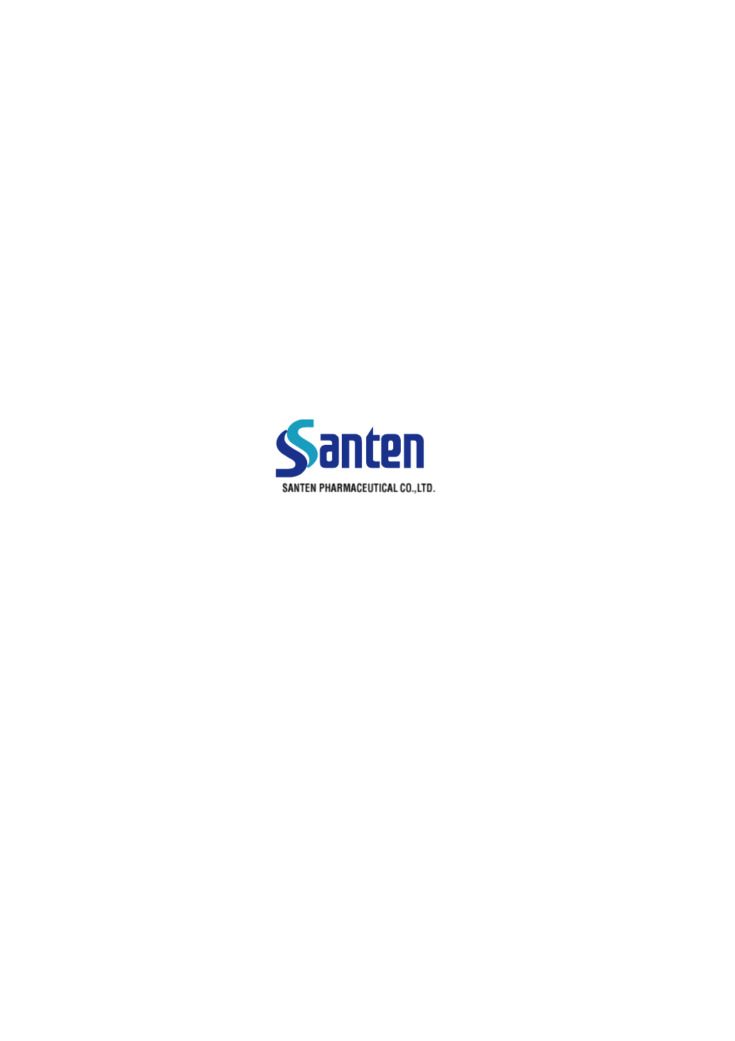Santen

SANTEN PHARMACEUTICAL CO.,LTD.